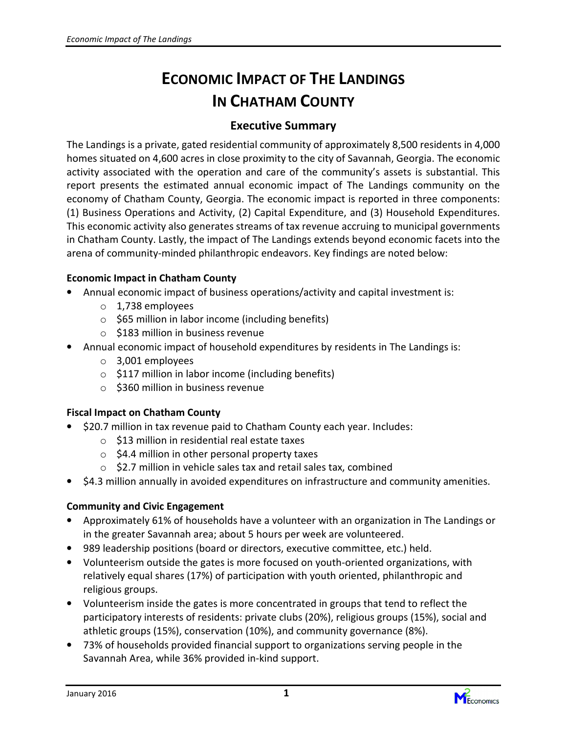# ECONOMIC IMPACT OF THE LANDINGS IN CHATHAM COUNTY

## Executive Summary

The Landings is a private, gated residential community of approximately 8,500 residents in 4,000 homes situated on 4,600 acres in close proximity to the city of Savannah, Georgia. The economic activity associated with the operation and care of the community's assets is substantial. This report presents the estimated annual economic impact of The Landings community on the economy of Chatham County, Georgia. The economic impact is reported in three components: (1) Business Operations and Activity, (2) Capital Expenditure, and (3) Household Expenditures. This economic activity also generates streams of tax revenue accruing to municipal governments in Chatham County. Lastly, the impact of The Landings extends beyond economic facets into the arena of community-minded philanthropic endeavors. Key findings are noted below:

**Economic Impact in Chatham County**

- Annual economic impact of business operations/activity and capital investment is:
  - 1,738 employees
  - $65 million in labor income (including benefits)
  - $183 million in business revenue
- Annual economic impact of household expenditures by residents in The Landings is:
  - 3,001 employees
  - $117 million in labor income (including benefits)
  - $360 million in business revenue

**Fiscal Impact on Chatham County**

- $20.7 million in tax revenue paid to Chatham County each year. Includes:
  - $13 million in residential real estate taxes
  - $4.4 million in other personal property taxes
  - $2.7 million in vehicle sales tax and retail sales tax, combined
- $4.3 million annually in avoided expenditures on infrastructure and community amenities.

**Community and Civic Engagement**

- Approximately 61% of households have a volunteer with an organization in The Landings or in the greater Savannah area; about 5 hours per week are volunteered.
- 989 leadership positions (board or directors, executive committee, etc.) held.
- Volunteerism outside the gates is more focused on youth-oriented organizations, with relatively equal shares (17%) of participation with youth oriented, philanthropic and religious groups.
- Volunteerism inside the gates is more concentrated in groups that tend to reflect the participatory interests of residents: private clubs (20%), religious groups (15%), social and athletic groups (15%), conservation (10%), and community governance (8%).
- 73% of households provided financial support to organizations serving people in the Savannah Area, while 36% provided in-kind support.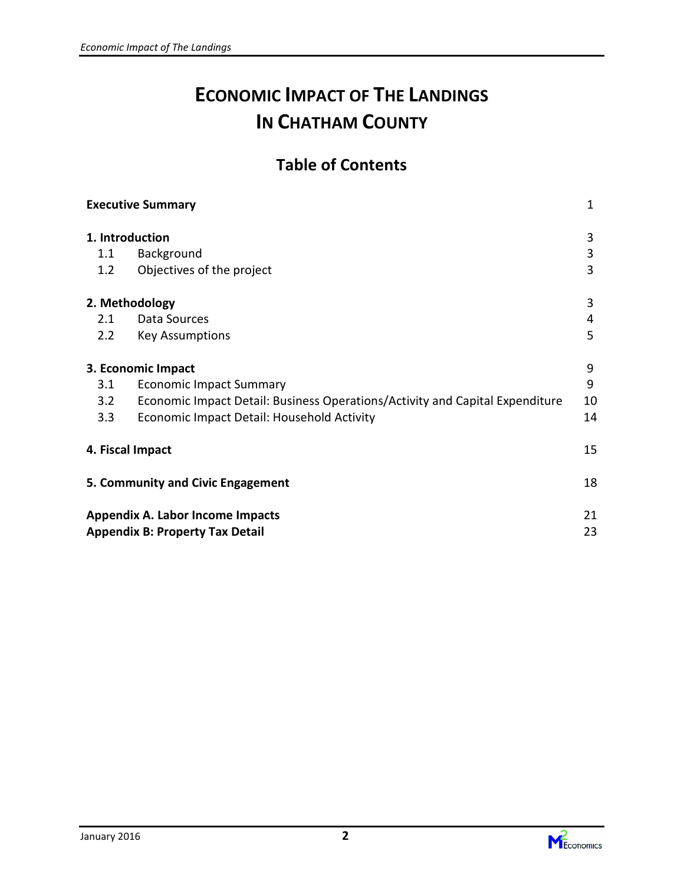# ECONOMIC IMPACT OF THE LANDINGS IN CHATHAM COUNTY

## Table of Contents

| | | |
|---|---|---|
| **Executive Summary** | | 1 |
| **1. Introduction** | | 3 |
| 1.1 | Background | 3 |
| 1.2 | Objectives of the project | 3 |
| **2. Methodology** | | 3 |
| 2.1 | Data Sources | 4 |
| 2.2 | Key Assumptions | 5 |
| **3. Economic Impact** | | 9 |
| 3.1 | Economic Impact Summary | 9 |
| 3.2 | Economic Impact Detail: Business Operations/Activity and Capital Expenditure | 10 |
| 3.3 | Economic Impact Detail: Household Activity | 14 |
| **4. Fiscal Impact** | | 15 |
| **5. Community and Civic Engagement** | | 18 |
| **Appendix A. Labor Income Impacts** | | 21 |
| **Appendix B: Property Tax Detail** | | 23 |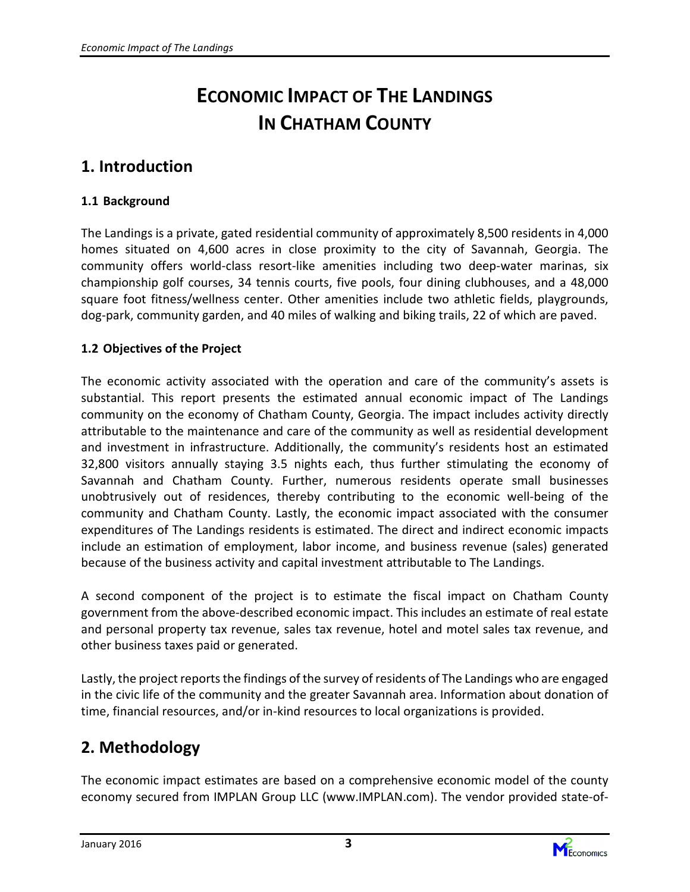# ECONOMIC IMPACT OF THE LANDINGS IN CHATHAM COUNTY

## 1. Introduction

### 1.1 Background

The Landings is a private, gated residential community of approximately 8,500 residents in 4,000 homes situated on 4,600 acres in close proximity to the city of Savannah, Georgia. The community offers world-class resort-like amenities including two deep-water marinas, six championship golf courses, 34 tennis courts, five pools, four dining clubhouses, and a 48,000 square foot fitness/wellness center. Other amenities include two athletic fields, playgrounds, dog-park, community garden, and 40 miles of walking and biking trails, 22 of which are paved.

### 1.2 Objectives of the Project

The economic activity associated with the operation and care of the community's assets is substantial. This report presents the estimated annual economic impact of The Landings community on the economy of Chatham County, Georgia. The impact includes activity directly attributable to the maintenance and care of the community as well as residential development and investment in infrastructure. Additionally, the community's residents host an estimated 32,800 visitors annually staying 3.5 nights each, thus further stimulating the economy of Savannah and Chatham County. Further, numerous residents operate small businesses unobtrusively out of residences, thereby contributing to the economic well-being of the community and Chatham County. Lastly, the economic impact associated with the consumer expenditures of The Landings residents is estimated. The direct and indirect economic impacts include an estimation of employment, labor income, and business revenue (sales) generated because of the business activity and capital investment attributable to The Landings.

A second component of the project is to estimate the fiscal impact on Chatham County government from the above-described economic impact. This includes an estimate of real estate and personal property tax revenue, sales tax revenue, hotel and motel sales tax revenue, and other business taxes paid or generated.

Lastly, the project reports the findings of the survey of residents of The Landings who are engaged in the civic life of the community and the greater Savannah area. Information about donation of time, financial resources, and/or in-kind resources to local organizations is provided.

## 2. Methodology

The economic impact estimates are based on a comprehensive economic model of the county economy secured from IMPLAN Group LLC (www.IMPLAN.com). The vendor provided state-of-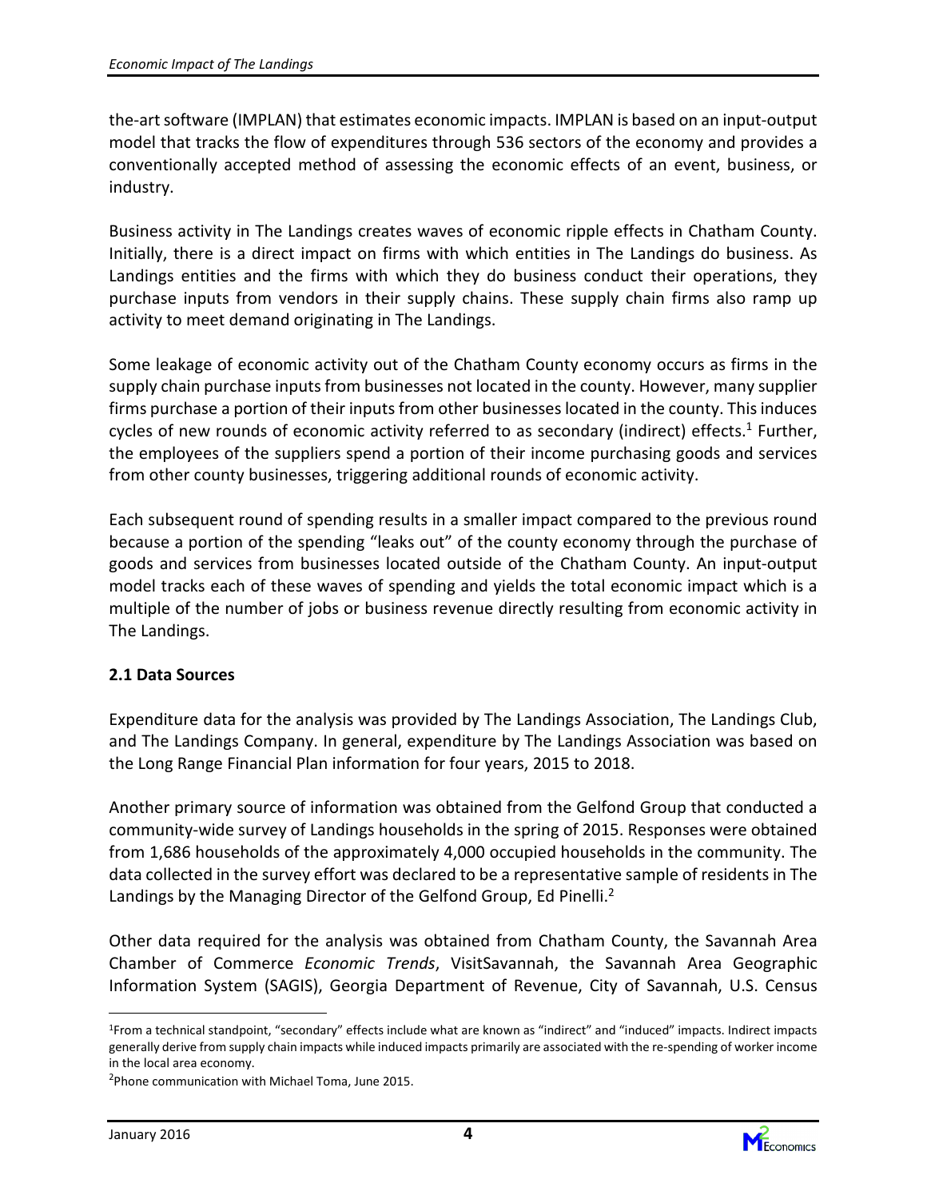the-art software (IMPLAN) that estimates economic impacts. IMPLAN is based on an input-output model that tracks the flow of expenditures through 536 sectors of the economy and provides a conventionally accepted method of assessing the economic effects of an event, business, or industry.

Business activity in The Landings creates waves of economic ripple effects in Chatham County. Initially, there is a direct impact on firms with which entities in The Landings do business. As Landings entities and the firms with which they do business conduct their operations, they purchase inputs from vendors in their supply chains. These supply chain firms also ramp up activity to meet demand originating in The Landings.

Some leakage of economic activity out of the Chatham County economy occurs as firms in the supply chain purchase inputs from businesses not located in the county. However, many supplier firms purchase a portion of their inputs from other businesses located in the county. This induces cycles of new rounds of economic activity referred to as secondary (indirect) effects.[1] Further, the employees of the suppliers spend a portion of their income purchasing goods and services from other county businesses, triggering additional rounds of economic activity.

Each subsequent round of spending results in a smaller impact compared to the previous round because a portion of the spending "leaks out" of the county economy through the purchase of goods and services from businesses located outside of the Chatham County. An input-output model tracks each of these waves of spending and yields the total economic impact which is a multiple of the number of jobs or business revenue directly resulting from economic activity in The Landings.

### 2.1 Data Sources

Expenditure data for the analysis was provided by The Landings Association, The Landings Club, and The Landings Company. In general, expenditure by The Landings Association was based on the Long Range Financial Plan information for four years, 2015 to 2018.

Another primary source of information was obtained from the Gelfond Group that conducted a community-wide survey of Landings households in the spring of 2015. Responses were obtained from 1,686 households of the approximately 4,000 occupied households in the community. The data collected in the survey effort was declared to be a representative sample of residents in The Landings by the Managing Director of the Gelfond Group, Ed Pinelli.[2]

Other data required for the analysis was obtained from Chatham County, the Savannah Area Chamber of Commerce *Economic Trends*, VisitSavannah, the Savannah Area Geographic Information System (SAGIS), Georgia Department of Revenue, City of Savannah, U.S. Census

---

[1] From a technical standpoint, "secondary" effects include what are known as "indirect" and "induced" impacts. Indirect impacts generally derive from supply chain impacts while induced impacts primarily are associated with the re-spending of worker income in the local area economy.

[2] Phone communication with Michael Toma, June 2015.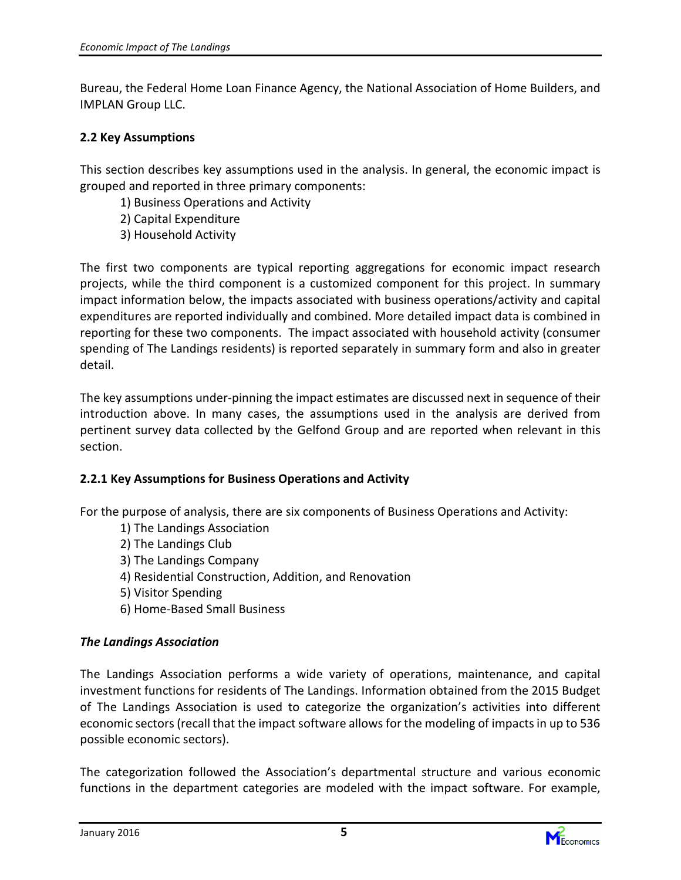Bureau, the Federal Home Loan Finance Agency, the National Association of Home Builders, and IMPLAN Group LLC.

### 2.2 Key Assumptions

This section describes key assumptions used in the analysis. In general, the economic impact is grouped and reported in three primary components:

1) Business Operations and Activity
2) Capital Expenditure
3) Household Activity

The first two components are typical reporting aggregations for economic impact research projects, while the third component is a customized component for this project. In summary impact information below, the impacts associated with business operations/activity and capital expenditures are reported individually and combined. More detailed impact data is combined in reporting for these two components. The impact associated with household activity (consumer spending of The Landings residents) is reported separately in summary form and also in greater detail.

The key assumptions under-pinning the impact estimates are discussed next in sequence of their introduction above. In many cases, the assumptions used in the analysis are derived from pertinent survey data collected by the Gelfond Group and are reported when relevant in this section.

#### 2.2.1 Key Assumptions for Business Operations and Activity

For the purpose of analysis, there are six components of Business Operations and Activity:

1) The Landings Association
2) The Landings Club
3) The Landings Company
4) Residential Construction, Addition, and Renovation
5) Visitor Spending
6) Home-Based Small Business

***The Landings Association***

The Landings Association performs a wide variety of operations, maintenance, and capital investment functions for residents of The Landings. Information obtained from the 2015 Budget of The Landings Association is used to categorize the organization's activities into different economic sectors (recall that the impact software allows for the modeling of impacts in up to 536 possible economic sectors).

The categorization followed the Association's departmental structure and various economic functions in the department categories are modeled with the impact software. For example,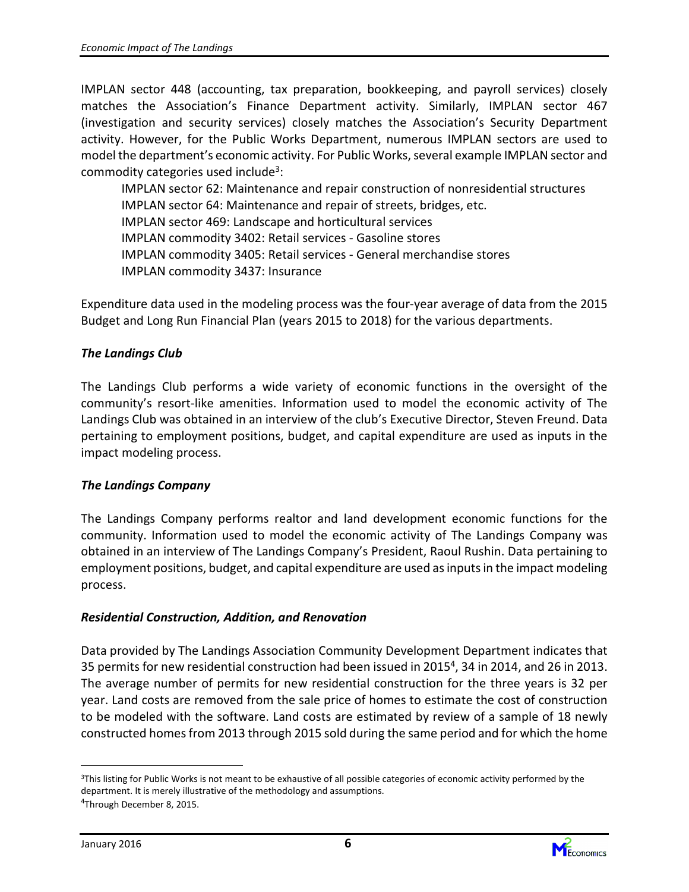IMPLAN sector 448 (accounting, tax preparation, bookkeeping, and payroll services) closely matches the Association's Finance Department activity. Similarly, IMPLAN sector 467 (investigation and security services) closely matches the Association's Security Department activity. However, for the Public Works Department, numerous IMPLAN sectors are used to model the department's economic activity. For Public Works, several example IMPLAN sector and commodity categories used include[3]:

IMPLAN sector 62: Maintenance and repair construction of nonresidential structures
IMPLAN sector 64: Maintenance and repair of streets, bridges, etc.
IMPLAN sector 469: Landscape and horticultural services
IMPLAN commodity 3402: Retail services - Gasoline stores
IMPLAN commodity 3405: Retail services - General merchandise stores
IMPLAN commodity 3437: Insurance

Expenditure data used in the modeling process was the four-year average of data from the 2015 Budget and Long Run Financial Plan (years 2015 to 2018) for the various departments.

***The Landings Club***

The Landings Club performs a wide variety of economic functions in the oversight of the community's resort-like amenities. Information used to model the economic activity of The Landings Club was obtained in an interview of the club's Executive Director, Steven Freund. Data pertaining to employment positions, budget, and capital expenditure are used as inputs in the impact modeling process.

***The Landings Company***

The Landings Company performs realtor and land development economic functions for the community. Information used to model the economic activity of The Landings Company was obtained in an interview of The Landings Company's President, Raoul Rushin. Data pertaining to employment positions, budget, and capital expenditure are used as inputs in the impact modeling process.

***Residential Construction, Addition, and Renovation***

Data provided by The Landings Association Community Development Department indicates that 35 permits for new residential construction had been issued in 2015[4], 34 in 2014, and 26 in 2013. The average number of permits for new residential construction for the three years is 32 per year. Land costs are removed from the sale price of homes to estimate the cost of construction to be modeled with the software. Land costs are estimated by review of a sample of 18 newly constructed homes from 2013 through 2015 sold during the same period and for which the home

---

[3]This listing for Public Works is not meant to be exhaustive of all possible categories of economic activity performed by the department. It is merely illustrative of the methodology and assumptions.

[4]Through December 8, 2015.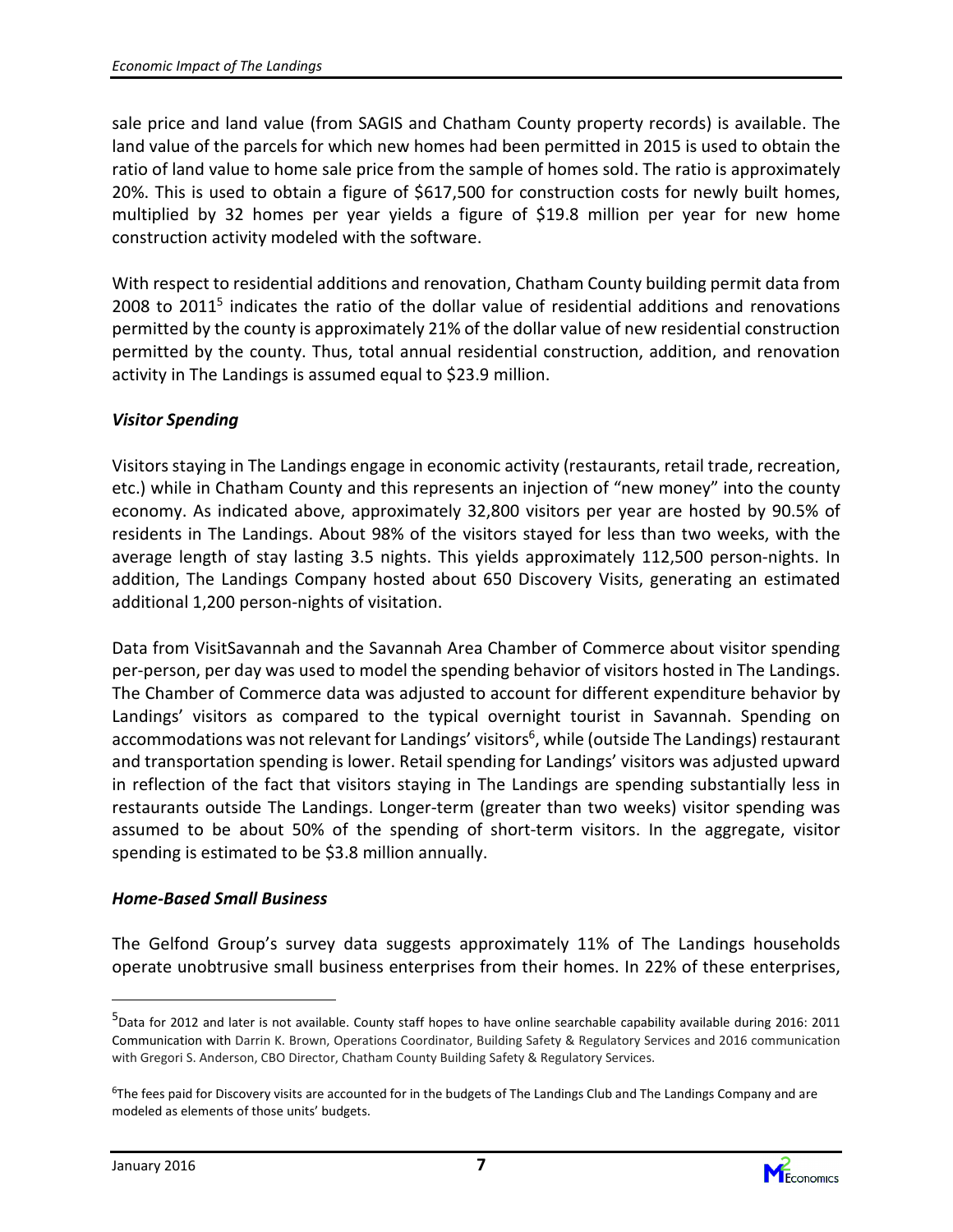sale price and land value (from SAGIS and Chatham County property records) is available. The land value of the parcels for which new homes had been permitted in 2015 is used to obtain the ratio of land value to home sale price from the sample of homes sold. The ratio is approximately 20%. This is used to obtain a figure of \$617,500 for construction costs for newly built homes, multiplied by 32 homes per year yields a figure of \$19.8 million per year for new home construction activity modeled with the software.

With respect to residential additions and renovation, Chatham County building permit data from 2008 to 2011[5] indicates the ratio of the dollar value of residential additions and renovations permitted by the county is approximately 21% of the dollar value of new residential construction permitted by the county. Thus, total annual residential construction, addition, and renovation activity in The Landings is assumed equal to \$23.9 million.

***Visitor Spending***

Visitors staying in The Landings engage in economic activity (restaurants, retail trade, recreation, etc.) while in Chatham County and this represents an injection of "new money" into the county economy. As indicated above, approximately 32,800 visitors per year are hosted by 90.5% of residents in The Landings. About 98% of the visitors stayed for less than two weeks, with the average length of stay lasting 3.5 nights. This yields approximately 112,500 person-nights. In addition, The Landings Company hosted about 650 Discovery Visits, generating an estimated additional 1,200 person-nights of visitation.

Data from VisitSavannah and the Savannah Area Chamber of Commerce about visitor spending per-person, per day was used to model the spending behavior of visitors hosted in The Landings. The Chamber of Commerce data was adjusted to account for different expenditure behavior by Landings' visitors as compared to the typical overnight tourist in Savannah. Spending on accommodations was not relevant for Landings' visitors[6], while (outside The Landings) restaurant and transportation spending is lower. Retail spending for Landings' visitors was adjusted upward in reflection of the fact that visitors staying in The Landings are spending substantially less in restaurants outside The Landings. Longer-term (greater than two weeks) visitor spending was assumed to be about 50% of the spending of short-term visitors. In the aggregate, visitor spending is estimated to be \$3.8 million annually.

***Home-Based Small Business***

The Gelfond Group's survey data suggests approximately 11% of The Landings households operate unobtrusive small business enterprises from their homes. In 22% of these enterprises,

---

[5] Data for 2012 and later is not available. County staff hopes to have online searchable capability available during 2016: 2011 Communication with Darrin K. Brown, Operations Coordinator, Building Safety & Regulatory Services and 2016 communication with Gregori S. Anderson, CBO Director, Chatham County Building Safety & Regulatory Services.

[6] The fees paid for Discovery visits are accounted for in the budgets of The Landings Club and The Landings Company and are modeled as elements of those units' budgets.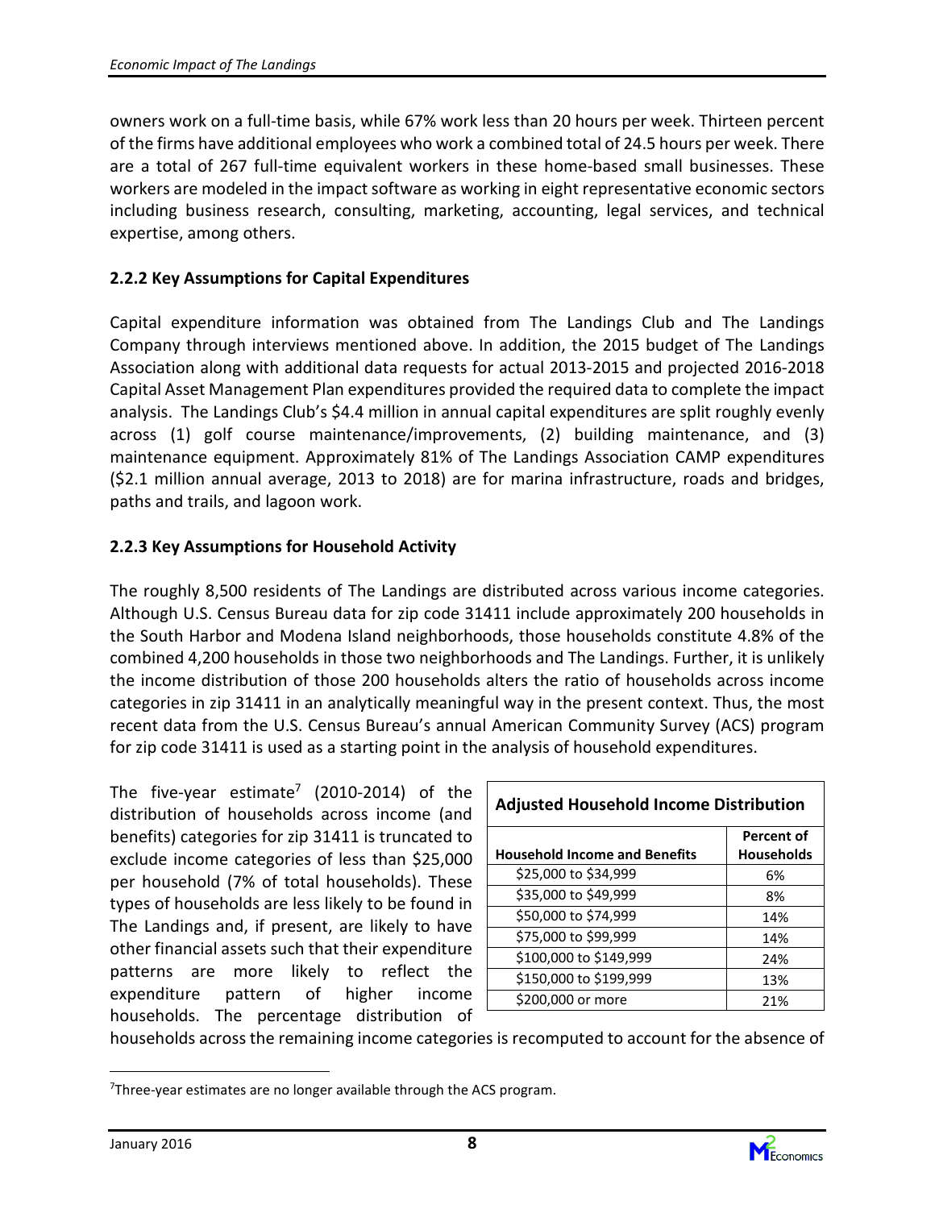owners work on a full-time basis, while 67% work less than 20 hours per week. Thirteen percent of the firms have additional employees who work a combined total of 24.5 hours per week. There are a total of 267 full-time equivalent workers in these home-based small businesses. These workers are modeled in the impact software as working in eight representative economic sectors including business research, consulting, marketing, accounting, legal services, and technical expertise, among others.

### 2.2.2 Key Assumptions for Capital Expenditures

Capital expenditure information was obtained from The Landings Club and The Landings Company through interviews mentioned above. In addition, the 2015 budget of The Landings Association along with additional data requests for actual 2013-2015 and projected 2016-2018 Capital Asset Management Plan expenditures provided the required data to complete the impact analysis. The Landings Club's $4.4 million in annual capital expenditures are split roughly evenly across (1) golf course maintenance/improvements, (2) building maintenance, and (3) maintenance equipment. Approximately 81% of The Landings Association CAMP expenditures ($2.1 million annual average, 2013 to 2018) are for marina infrastructure, roads and bridges, paths and trails, and lagoon work.

### 2.2.3 Key Assumptions for Household Activity

The roughly 8,500 residents of The Landings are distributed across various income categories. Although U.S. Census Bureau data for zip code 31411 include approximately 200 households in the South Harbor and Modena Island neighborhoods, those households constitute 4.8% of the combined 4,200 households in those two neighborhoods and The Landings. Further, it is unlikely the income distribution of those 200 households alters the ratio of households across income categories in zip 31411 in an analytically meaningful way in the present context. Thus, the most recent data from the U.S. Census Bureau's annual American Community Survey (ACS) program for zip code 31411 is used as a starting point in the analysis of household expenditures.

The five-year estimate[7] (2010-2014) of the distribution of households across income (and benefits) categories for zip 31411 is truncated to exclude income categories of less than $25,000 per household (7% of total households). These types of households are less likely to be found in The Landings and, if present, are likely to have other financial assets such that their expenditure patterns are more likely to reflect the expenditure pattern of higher income households. The percentage distribution of households across the remaining income categories is recomputed to account for the absence of

**Adjusted Household Income Distribution**

| Household Income and Benefits | Percent of Households |
|---|---|
| $25,000 to $34,999 | 6% |
| $35,000 to $49,999 | 8% |
| $50,000 to $74,999 | 14% |
| $75,000 to $99,999 | 14% |
| $100,000 to $149,999 | 24% |
| $150,000 to $199,999 | 13% |
| $200,000 or more | 21% |

[7] Three-year estimates are no longer available through the ACS program.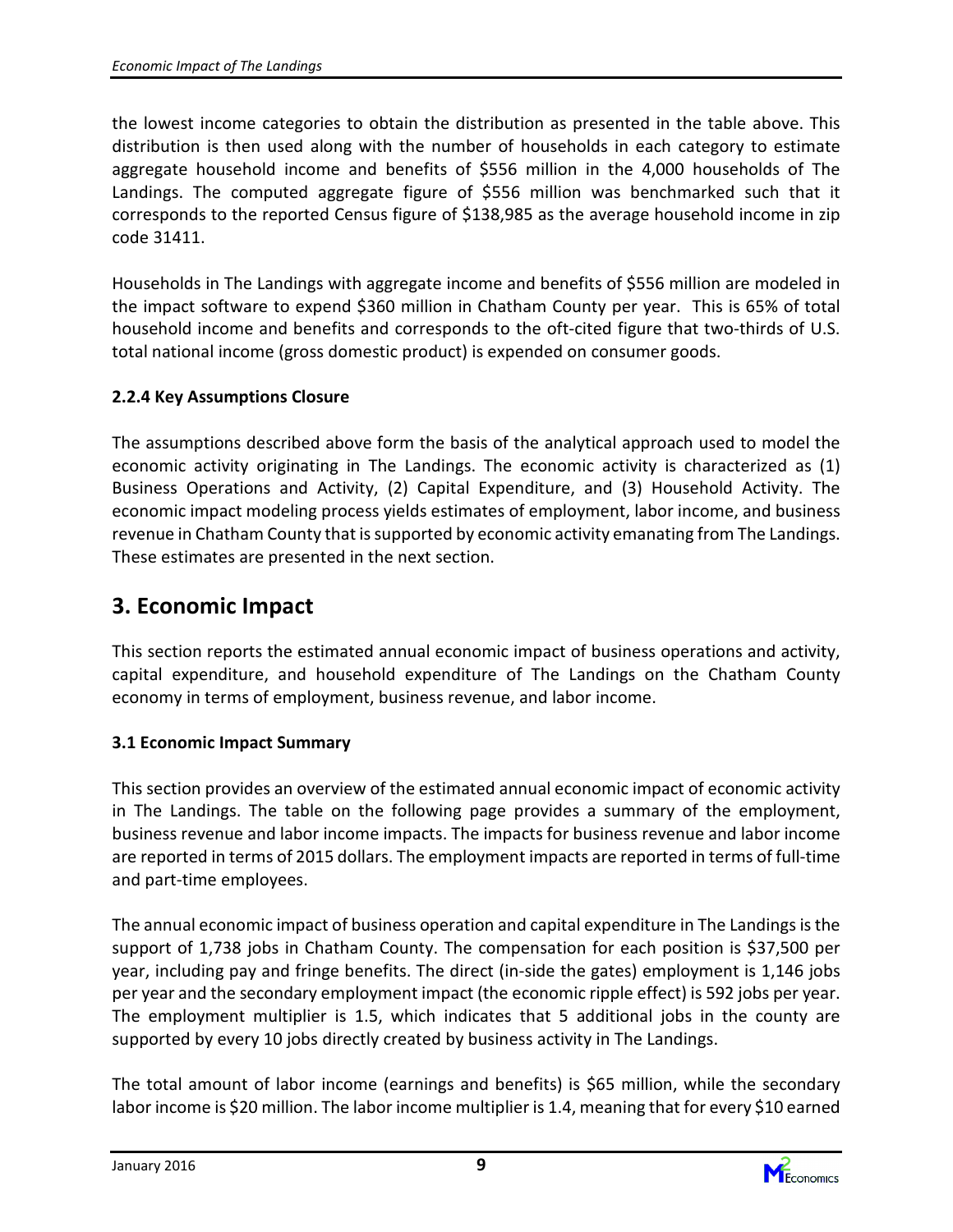the lowest income categories to obtain the distribution as presented in the table above. This distribution is then used along with the number of households in each category to estimate aggregate household income and benefits of $556 million in the 4,000 households of The Landings. The computed aggregate figure of $556 million was benchmarked such that it corresponds to the reported Census figure of $138,985 as the average household income in zip code 31411.

Households in The Landings with aggregate income and benefits of $556 million are modeled in the impact software to expend $360 million in Chatham County per year. This is 65% of total household income and benefits and corresponds to the oft-cited figure that two-thirds of U.S. total national income (gross domestic product) is expended on consumer goods.

### 2.2.4 Key Assumptions Closure

The assumptions described above form the basis of the analytical approach used to model the economic activity originating in The Landings. The economic activity is characterized as (1) Business Operations and Activity, (2) Capital Expenditure, and (3) Household Activity. The economic impact modeling process yields estimates of employment, labor income, and business revenue in Chatham County that is supported by economic activity emanating from The Landings. These estimates are presented in the next section.

# 3. Economic Impact

This section reports the estimated annual economic impact of business operations and activity, capital expenditure, and household expenditure of The Landings on the Chatham County economy in terms of employment, business revenue, and labor income.

### 3.1 Economic Impact Summary

This section provides an overview of the estimated annual economic impact of economic activity in The Landings. The table on the following page provides a summary of the employment, business revenue and labor income impacts. The impacts for business revenue and labor income are reported in terms of 2015 dollars. The employment impacts are reported in terms of full-time and part-time employees.

The annual economic impact of business operation and capital expenditure in The Landings is the support of 1,738 jobs in Chatham County. The compensation for each position is $37,500 per year, including pay and fringe benefits. The direct (in-side the gates) employment is 1,146 jobs per year and the secondary employment impact (the economic ripple effect) is 592 jobs per year. The employment multiplier is 1.5, which indicates that 5 additional jobs in the county are supported by every 10 jobs directly created by business activity in The Landings.

The total amount of labor income (earnings and benefits) is $65 million, while the secondary labor income is $20 million. The labor income multiplier is 1.4, meaning that for every $10 earned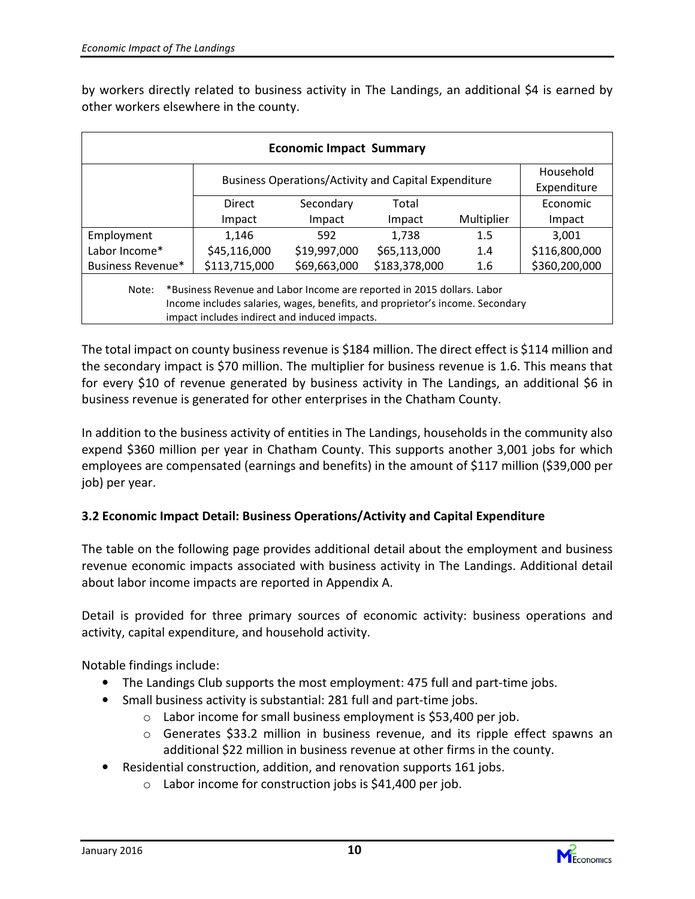by workers directly related to business activity in The Landings, an additional $4 is earned by other workers elsewhere in the county.

| Economic Impact Summary | | | | | |
|---|---|---|---|---|---|
| | Business Operations/Activity and Capital Expenditure | | | | Household Expenditure |
| | Direct Impact | Secondary Impact | Total Impact | Multiplier | Economic Impact |
| Employment | 1,146 | 592 | 1,738 | 1.5 | 3,001 |
| Labor Income* | $45,116,000 | $19,997,000 | $65,113,000 | 1.4 | $116,800,000 |
| Business Revenue* | $113,715,000 | $69,663,000 | $183,378,000 | 1.6 | $360,200,000 |

Note: *Business Revenue and Labor Income are reported in 2015 dollars. Labor Income includes salaries, wages, benefits, and proprietor's income. Secondary impact includes indirect and induced impacts.

The total impact on county business revenue is $184 million. The direct effect is $114 million and the secondary impact is $70 million. The multiplier for business revenue is 1.6. This means that for every $10 of revenue generated by business activity in The Landings, an additional $6 in business revenue is generated for other enterprises in the Chatham County.

In addition to the business activity of entities in The Landings, households in the community also expend $360 million per year in Chatham County. This supports another 3,001 jobs for which employees are compensated (earnings and benefits) in the amount of $117 million ($39,000 per job) per year.

### 3.2 Economic Impact Detail: Business Operations/Activity and Capital Expenditure

The table on the following page provides additional detail about the employment and business revenue economic impacts associated with business activity in The Landings. Additional detail about labor income impacts are reported in Appendix A.

Detail is provided for three primary sources of economic activity: business operations and activity, capital expenditure, and household activity.

Notable findings include:

- The Landings Club supports the most employment: 475 full and part-time jobs.
- Small business activity is substantial: 281 full and part-time jobs.
  - Labor income for small business employment is $53,400 per job.
  - Generates $33.2 million in business revenue, and its ripple effect spawns an additional $22 million in business revenue at other firms in the county.
- Residential construction, addition, and renovation supports 161 jobs.
  - Labor income for construction jobs is $41,400 per job.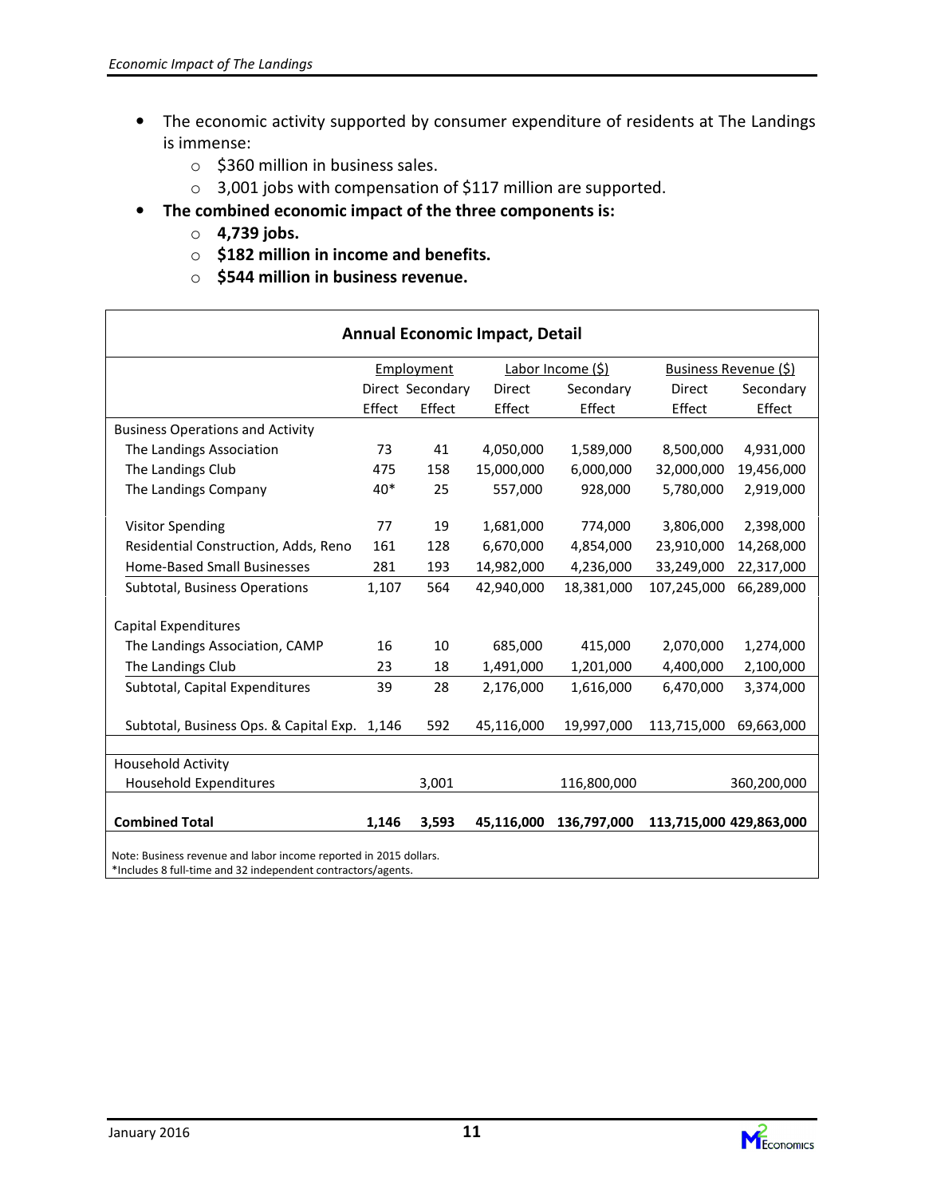- The economic activity supported by consumer expenditure of residents at The Landings is immense:
    - $360 million in business sales.
    - 3,001 jobs with compensation of $117 million are supported.
- **The combined economic impact of the three components is:**
    - **4,739 jobs.**
    - **$182 million in income and benefits.**
    - **$544 million in business revenue.**

**Annual Economic Impact, Detail**

| | Employment | | Labor Income ($) | | Business Revenue ($) | |
|---|---|---|---|---|---|---|
| | Direct Effect | Secondary Effect | Direct Effect | Secondary Effect | Direct Effect | Secondary Effect |
| Business Operations and Activity | | | | | | |
| The Landings Association | 73 | 41 | 4,050,000 | 1,589,000 | 8,500,000 | 4,931,000 |
| The Landings Club | 475 | 158 | 15,000,000 | 6,000,000 | 32,000,000 | 19,456,000 |
| The Landings Company | 40* | 25 | 557,000 | 928,000 | 5,780,000 | 2,919,000 |
| Visitor Spending | 77 | 19 | 1,681,000 | 774,000 | 3,806,000 | 2,398,000 |
| Residential Construction, Adds, Reno | 161 | 128 | 6,670,000 | 4,854,000 | 23,910,000 | 14,268,000 |
| Home-Based Small Businesses | 281 | 193 | 14,982,000 | 4,236,000 | 33,249,000 | 22,317,000 |
| Subtotal, Business Operations | 1,107 | 564 | 42,940,000 | 18,381,000 | 107,245,000 | 66,289,000 |
| Capital Expenditures | | | | | | |
| The Landings Association, CAMP | 16 | 10 | 685,000 | 415,000 | 2,070,000 | 1,274,000 |
| The Landings Club | 23 | 18 | 1,491,000 | 1,201,000 | 4,400,000 | 2,100,000 |
| Subtotal, Capital Expenditures | 39 | 28 | 2,176,000 | 1,616,000 | 6,470,000 | 3,374,000 |
| Subtotal, Business Ops. & Capital Exp. | 1,146 | 592 | 45,116,000 | 19,997,000 | 113,715,000 | 69,663,000 |
| Household Activity | | | | | | |
| Household Expenditures | | 3,001 | | 116,800,000 | | 360,200,000 |
| **Combined Total** | **1,146** | **3,593** | **45,116,000** | **136,797,000** | **113,715,000** | **429,863,000** |

Note: Business revenue and labor income reported in 2015 dollars.
*Includes 8 full-time and 32 independent contractors/agents.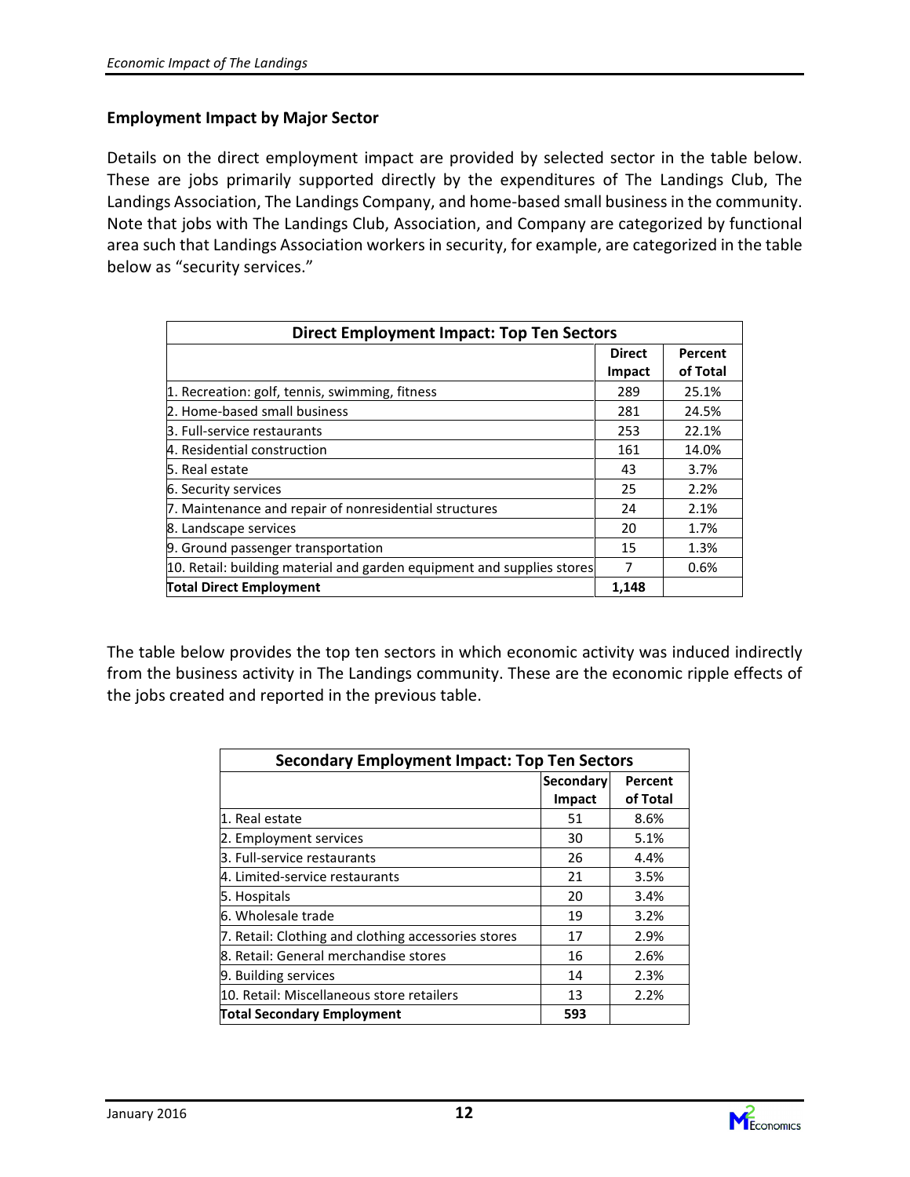### Employment Impact by Major Sector

Details on the direct employment impact are provided by selected sector in the table below. These are jobs primarily supported directly by the expenditures of The Landings Club, The Landings Association, The Landings Company, and home-based small business in the community. Note that jobs with The Landings Club, Association, and Company are categorized by functional area such that Landings Association workers in security, for example, are categorized in the table below as "security services."

| Direct Employment Impact: Top Ten Sectors | | |
|---|---|---|
| | Direct Impact | Percent of Total |
| 1. Recreation: golf, tennis, swimming, fitness | 289 | 25.1% |
| 2. Home-based small business | 281 | 24.5% |
| 3. Full-service restaurants | 253 | 22.1% |
| 4. Residential construction | 161 | 14.0% |
| 5. Real estate | 43 | 3.7% |
| 6. Security services | 25 | 2.2% |
| 7. Maintenance and repair of nonresidential structures | 24 | 2.1% |
| 8. Landscape services | 20 | 1.7% |
| 9. Ground passenger transportation | 15 | 1.3% |
| 10. Retail: building material and garden equipment and supplies stores | 7 | 0.6% |
| **Total Direct Employment** | **1,148** | |

The table below provides the top ten sectors in which economic activity was induced indirectly from the business activity in The Landings community. These are the economic ripple effects of the jobs created and reported in the previous table.

| Secondary Employment Impact: Top Ten Sectors | | |
|---|---|---|
| | Secondary Impact | Percent of Total |
| 1. Real estate | 51 | 8.6% |
| 2. Employment services | 30 | 5.1% |
| 3. Full-service restaurants | 26 | 4.4% |
| 4. Limited-service restaurants | 21 | 3.5% |
| 5. Hospitals | 20 | 3.4% |
| 6. Wholesale trade | 19 | 3.2% |
| 7. Retail: Clothing and clothing accessories stores | 17 | 2.9% |
| 8. Retail: General merchandise stores | 16 | 2.6% |
| 9. Building services | 14 | 2.3% |
| 10. Retail: Miscellaneous store retailers | 13 | 2.2% |
| **Total Secondary Employment** | **593** | |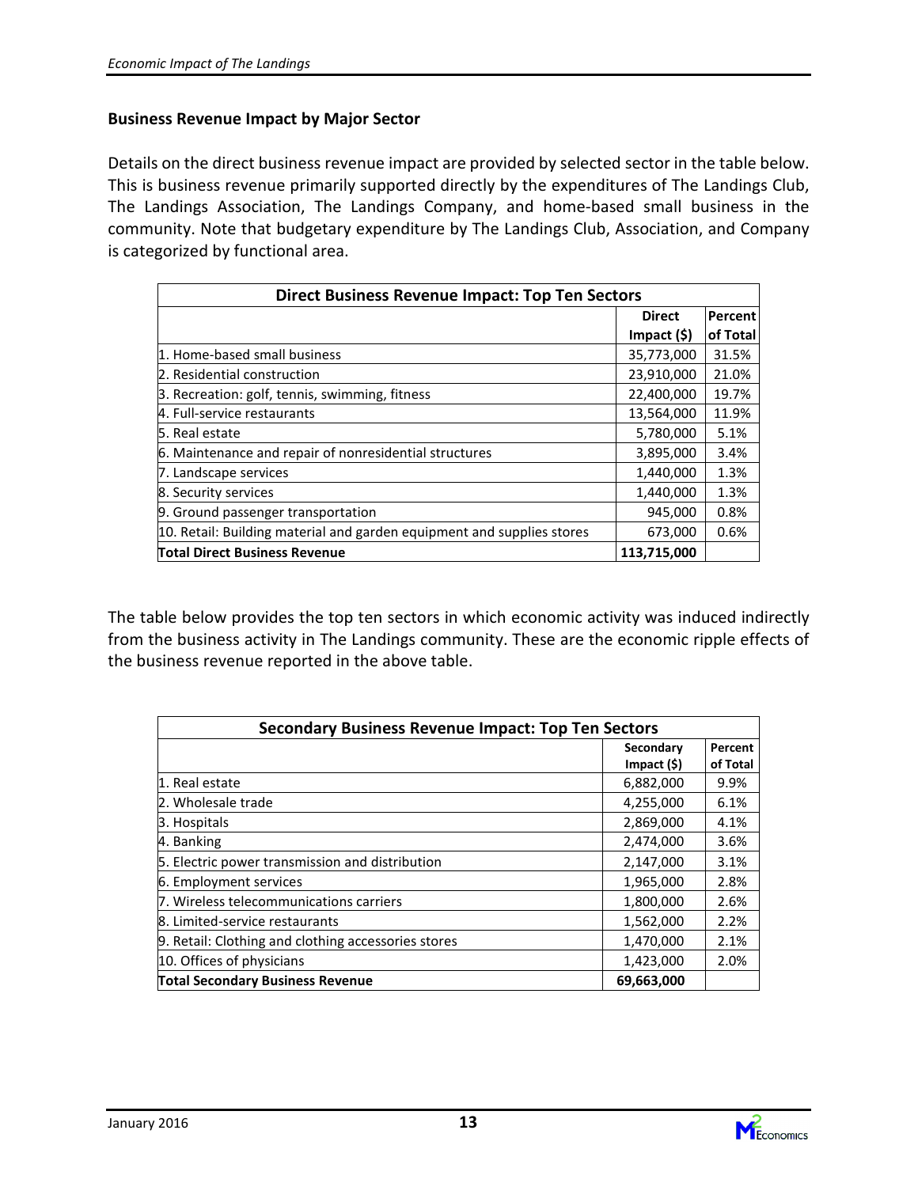### Business Revenue Impact by Major Sector

Details on the direct business revenue impact are provided by selected sector in the table below. This is business revenue primarily supported directly by the expenditures of The Landings Club, The Landings Association, The Landings Company, and home-based small business in the community. Note that budgetary expenditure by The Landings Club, Association, and Company is categorized by functional area.

| Direct Business Revenue Impact: Top Ten Sectors | | |
|---|---|---|
| | Direct Impact ($) | Percent of Total |
| 1. Home-based small business | 35,773,000 | 31.5% |
| 2. Residential construction | 23,910,000 | 21.0% |
| 3. Recreation: golf, tennis, swimming, fitness | 22,400,000 | 19.7% |
| 4. Full-service restaurants | 13,564,000 | 11.9% |
| 5. Real estate | 5,780,000 | 5.1% |
| 6. Maintenance and repair of nonresidential structures | 3,895,000 | 3.4% |
| 7. Landscape services | 1,440,000 | 1.3% |
| 8. Security services | 1,440,000 | 1.3% |
| 9. Ground passenger transportation | 945,000 | 0.8% |
| 10. Retail: Building material and garden equipment and supplies stores | 673,000 | 0.6% |
| **Total Direct Business Revenue** | **113,715,000** | |

The table below provides the top ten sectors in which economic activity was induced indirectly from the business activity in The Landings community. These are the economic ripple effects of the business revenue reported in the above table.

| Secondary Business Revenue Impact: Top Ten Sectors | | |
|---|---|---|
| | Secondary Impact ($) | Percent of Total |
| 1. Real estate | 6,882,000 | 9.9% |
| 2. Wholesale trade | 4,255,000 | 6.1% |
| 3. Hospitals | 2,869,000 | 4.1% |
| 4. Banking | 2,474,000 | 3.6% |
| 5. Electric power transmission and distribution | 2,147,000 | 3.1% |
| 6. Employment services | 1,965,000 | 2.8% |
| 7. Wireless telecommunications carriers | 1,800,000 | 2.6% |
| 8. Limited-service restaurants | 1,562,000 | 2.2% |
| 9. Retail: Clothing and clothing accessories stores | 1,470,000 | 2.1% |
| 10. Offices of physicians | 1,423,000 | 2.0% |
| **Total Secondary Business Revenue** | **69,663,000** | |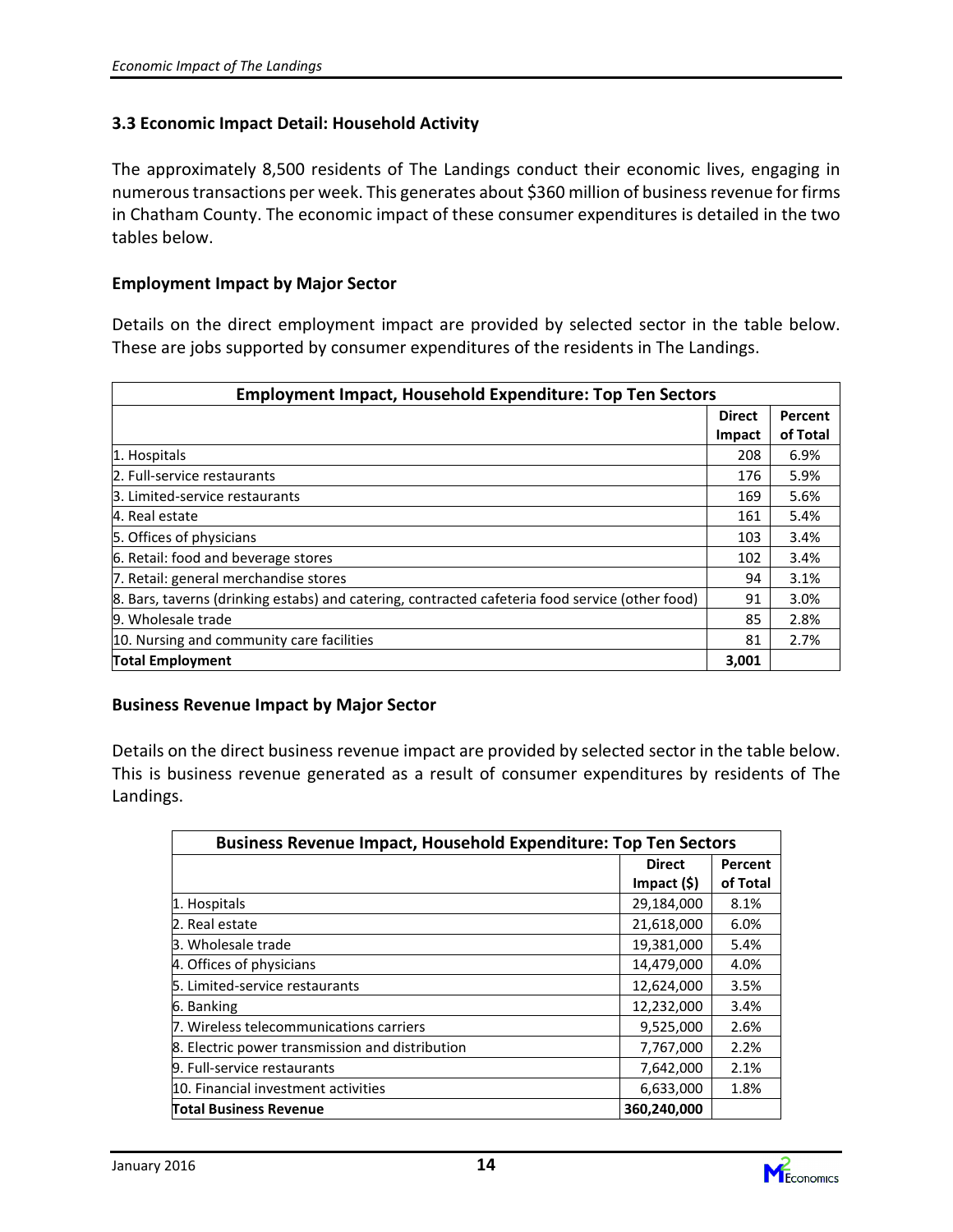### 3.3 Economic Impact Detail: Household Activity

The approximately 8,500 residents of The Landings conduct their economic lives, engaging in numerous transactions per week. This generates about $360 million of business revenue for firms in Chatham County. The economic impact of these consumer expenditures is detailed in the two tables below.

#### Employment Impact by Major Sector

Details on the direct employment impact are provided by selected sector in the table below. These are jobs supported by consumer expenditures of the residents in The Landings.

| Employment Impact, Household Expenditure: Top Ten Sectors | | |
|---|---|---|
| | **Direct Impact** | **Percent of Total** |
| 1. Hospitals | 208 | 6.9% |
| 2. Full-service restaurants | 176 | 5.9% |
| 3. Limited-service restaurants | 169 | 5.6% |
| 4. Real estate | 161 | 5.4% |
| 5. Offices of physicians | 103 | 3.4% |
| 6. Retail: food and beverage stores | 102 | 3.4% |
| 7. Retail: general merchandise stores | 94 | 3.1% |
| 8. Bars, taverns (drinking estabs) and catering, contracted cafeteria food service (other food) | 91 | 3.0% |
| 9. Wholesale trade | 85 | 2.8% |
| 10. Nursing and community care facilities | 81 | 2.7% |
| **Total Employment** | **3,001** | |

#### Business Revenue Impact by Major Sector

Details on the direct business revenue impact are provided by selected sector in the table below. This is business revenue generated as a result of consumer expenditures by residents of The Landings.

| Business Revenue Impact, Household Expenditure: Top Ten Sectors | | |
|---|---|---|
| | **Direct Impact ($)** | **Percent of Total** |
| 1. Hospitals | 29,184,000 | 8.1% |
| 2. Real estate | 21,618,000 | 6.0% |
| 3. Wholesale trade | 19,381,000 | 5.4% |
| 4. Offices of physicians | 14,479,000 | 4.0% |
| 5. Limited-service restaurants | 12,624,000 | 3.5% |
| 6. Banking | 12,232,000 | 3.4% |
| 7. Wireless telecommunications carriers | 9,525,000 | 2.6% |
| 8. Electric power transmission and distribution | 7,767,000 | 2.2% |
| 9. Full-service restaurants | 7,642,000 | 2.1% |
| 10. Financial investment activities | 6,633,000 | 1.8% |
| **Total Business Revenue** | **360,240,000** | |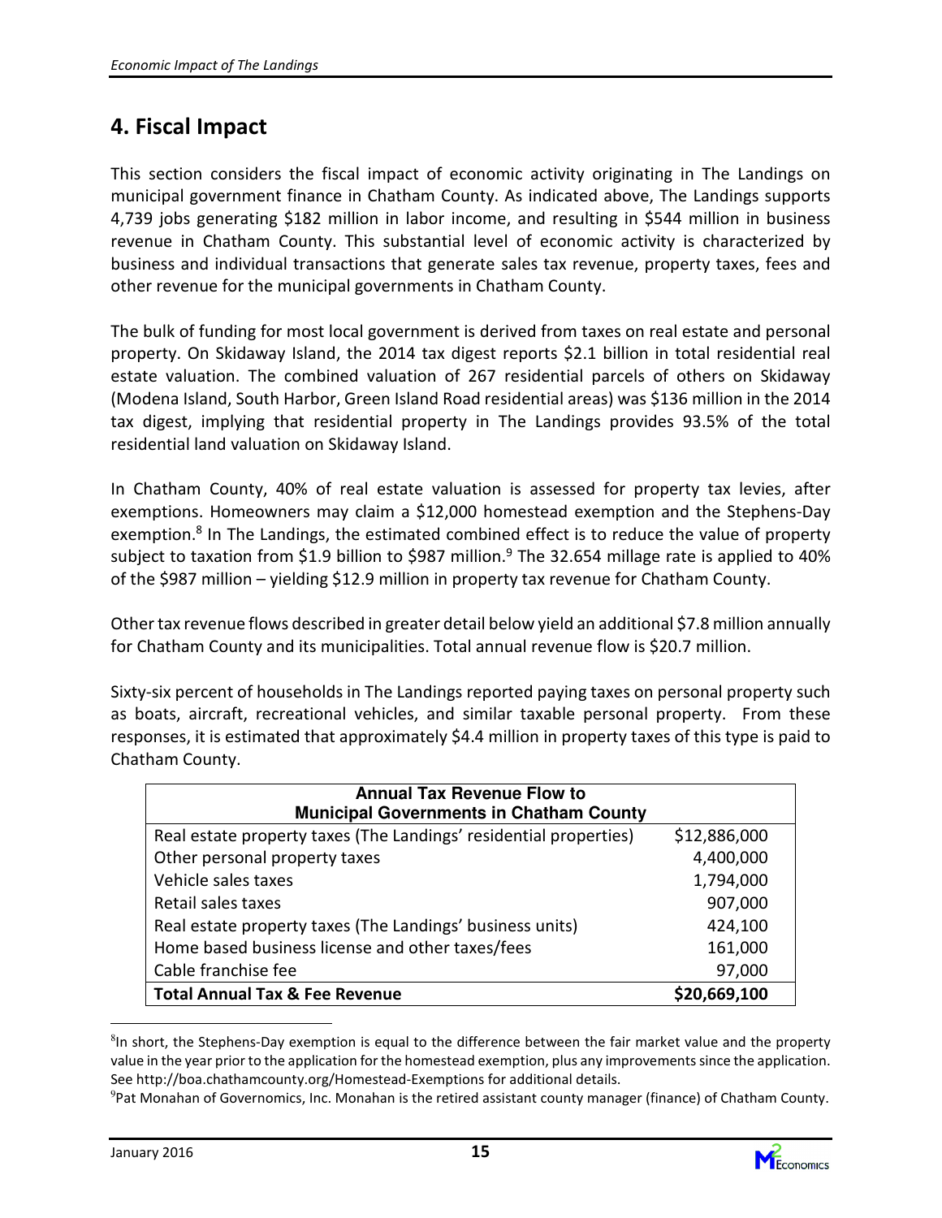## 4. Fiscal Impact

This section considers the fiscal impact of economic activity originating in The Landings on municipal government finance in Chatham County. As indicated above, The Landings supports 4,739 jobs generating $182 million in labor income, and resulting in $544 million in business revenue in Chatham County. This substantial level of economic activity is characterized by business and individual transactions that generate sales tax revenue, property taxes, fees and other revenue for the municipal governments in Chatham County.

The bulk of funding for most local government is derived from taxes on real estate and personal property. On Skidaway Island, the 2014 tax digest reports $2.1 billion in total residential real estate valuation. The combined valuation of 267 residential parcels of others on Skidaway (Modena Island, South Harbor, Green Island Road residential areas) was $136 million in the 2014 tax digest, implying that residential property in The Landings provides 93.5% of the total residential land valuation on Skidaway Island.

In Chatham County, 40% of real estate valuation is assessed for property tax levies, after exemptions. Homeowners may claim a $12,000 homestead exemption and the Stephens-Day exemption.[8] In The Landings, the estimated combined effect is to reduce the value of property subject to taxation from $1.9 billion to $987 million.[9] The 32.654 millage rate is applied to 40% of the $987 million – yielding $12.9 million in property tax revenue for Chatham County.

Other tax revenue flows described in greater detail below yield an additional $7.8 million annually for Chatham County and its municipalities. Total annual revenue flow is $20.7 million.

Sixty-six percent of households in The Landings reported paying taxes on personal property such as boats, aircraft, recreational vehicles, and similar taxable personal property. From these responses, it is estimated that approximately $4.4 million in property taxes of this type is paid to Chatham County.

| Annual Tax Revenue Flow to Municipal Governments in Chatham County | |
|---|---|
| Real estate property taxes (The Landings' residential properties) | $12,886,000 |
| Other personal property taxes | 4,400,000 |
| Vehicle sales taxes | 1,794,000 |
| Retail sales taxes | 907,000 |
| Real estate property taxes (The Landings' business units) | 424,100 |
| Home based business license and other taxes/fees | 161,000 |
| Cable franchise fee | 97,000 |
| **Total Annual Tax & Fee Revenue** | **$20,669,100** |

[8] In short, the Stephens-Day exemption is equal to the difference between the fair market value and the property value in the year prior to the application for the homestead exemption, plus any improvements since the application. See http://boa.chathamcounty.org/Homestead-Exemptions for additional details.

[9] Pat Monahan of Governomics, Inc. Monahan is the retired assistant county manager (finance) of Chatham County.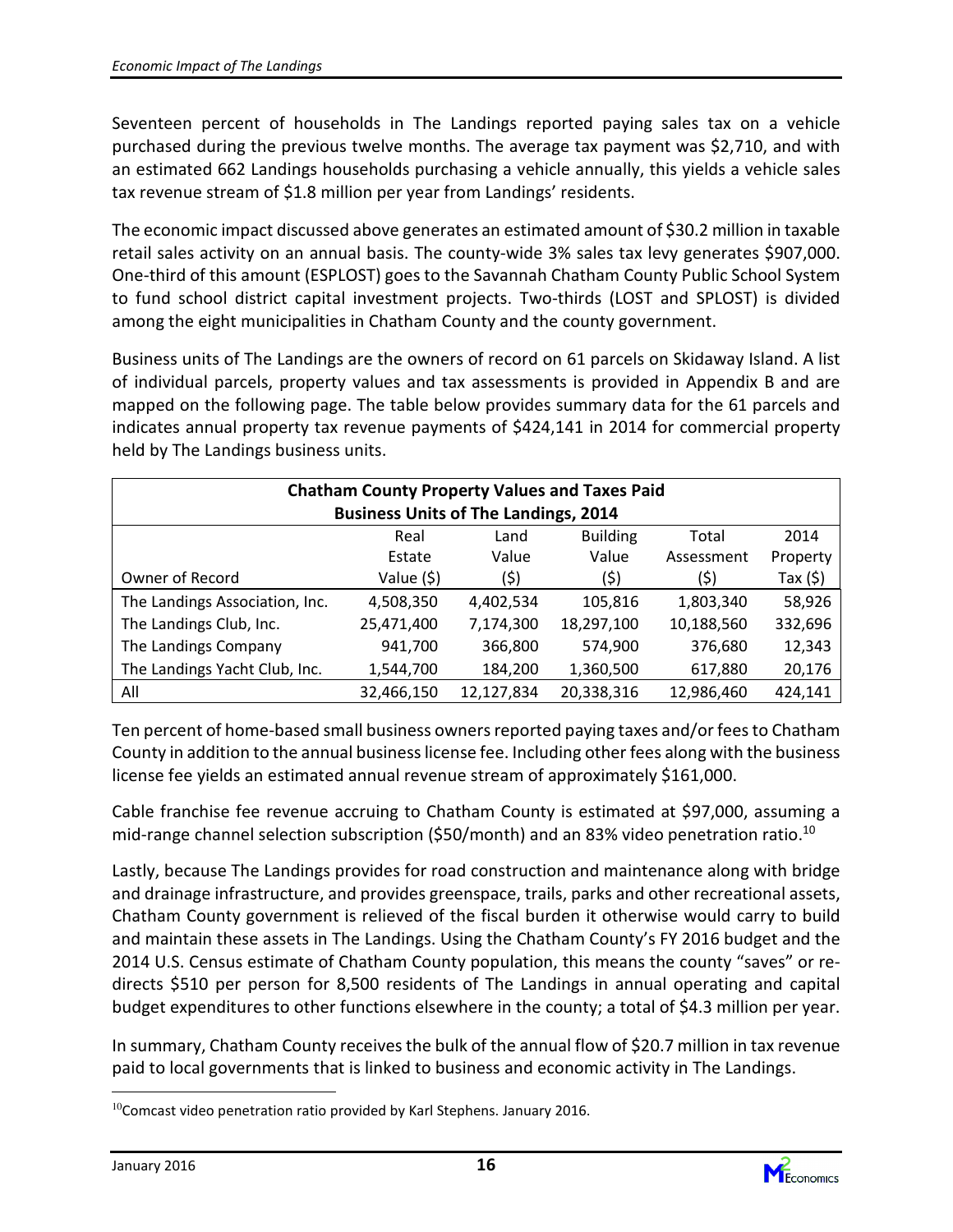Seventeen percent of households in The Landings reported paying sales tax on a vehicle purchased during the previous twelve months. The average tax payment was $2,710, and with an estimated 662 Landings households purchasing a vehicle annually, this yields a vehicle sales tax revenue stream of $1.8 million per year from Landings' residents.

The economic impact discussed above generates an estimated amount of $30.2 million in taxable retail sales activity on an annual basis. The county-wide 3% sales tax levy generates $907,000. One-third of this amount (ESPLOST) goes to the Savannah Chatham County Public School System to fund school district capital investment projects. Two-thirds (LOST and SPLOST) is divided among the eight municipalities in Chatham County and the county government.

Business units of The Landings are the owners of record on 61 parcels on Skidaway Island. A list of individual parcels, property values and tax assessments is provided in Appendix B and are mapped on the following page. The table below provides summary data for the 61 parcels and indicates annual property tax revenue payments of $424,141 in 2014 for commercial property held by The Landings business units.

**Chatham County Property Values and Taxes Paid**
**Business Units of The Landings, 2014**

| Owner of Record | Real Estate Value ($) | Land Value ($) | Building Value ($) | Total Assessment ($) | 2014 Property Tax ($) |
|---|---|---|---|---|---|
| The Landings Association, Inc. | 4,508,350 | 4,402,534 | 105,816 | 1,803,340 | 58,926 |
| The Landings Club, Inc. | 25,471,400 | 7,174,300 | 18,297,100 | 10,188,560 | 332,696 |
| The Landings Company | 941,700 | 366,800 | 574,900 | 376,680 | 12,343 |
| The Landings Yacht Club, Inc. | 1,544,700 | 184,200 | 1,360,500 | 617,880 | 20,176 |
| All | 32,466,150 | 12,127,834 | 20,338,316 | 12,986,460 | 424,141 |

Ten percent of home-based small business owners reported paying taxes and/or fees to Chatham County in addition to the annual business license fee. Including other fees along with the business license fee yields an estimated annual revenue stream of approximately $161,000.

Cable franchise fee revenue accruing to Chatham County is estimated at $97,000, assuming a mid-range channel selection subscription ($50/month) and an 83% video penetration ratio.[10]

Lastly, because The Landings provides for road construction and maintenance along with bridge and drainage infrastructure, and provides greenspace, trails, parks and other recreational assets, Chatham County government is relieved of the fiscal burden it otherwise would carry to build and maintain these assets in The Landings. Using the Chatham County's FY 2016 budget and the 2014 U.S. Census estimate of Chatham County population, this means the county "saves" or re-directs $510 per person for 8,500 residents of The Landings in annual operating and capital budget expenditures to other functions elsewhere in the county; a total of $4.3 million per year.

In summary, Chatham County receives the bulk of the annual flow of $20.7 million in tax revenue paid to local governments that is linked to business and economic activity in The Landings.

[10]Comcast video penetration ratio provided by Karl Stephens. January 2016.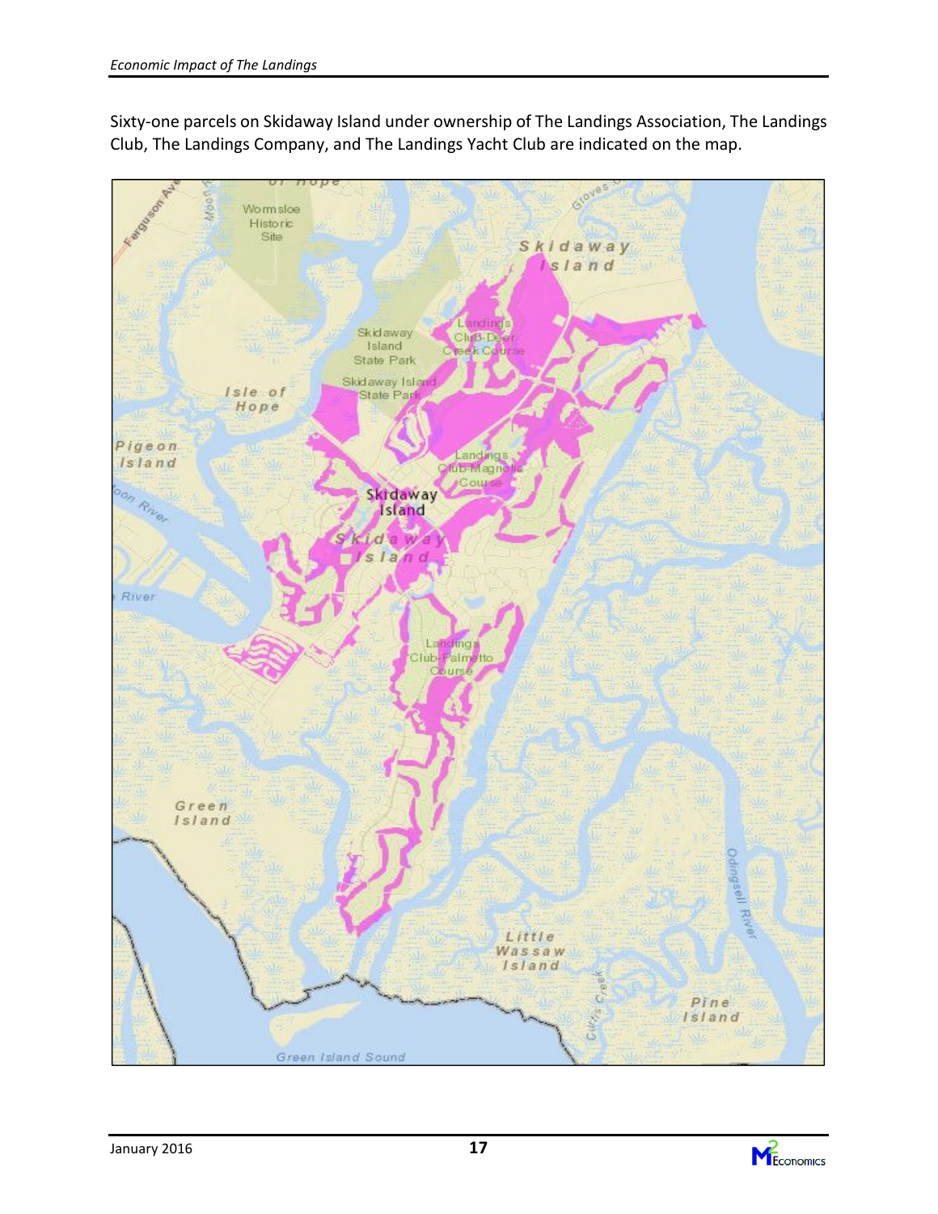Sixty-one parcels on Skidaway Island under ownership of The Landings Association, The Landings Club, The Landings Company, and The Landings Yacht Club are indicated on the map.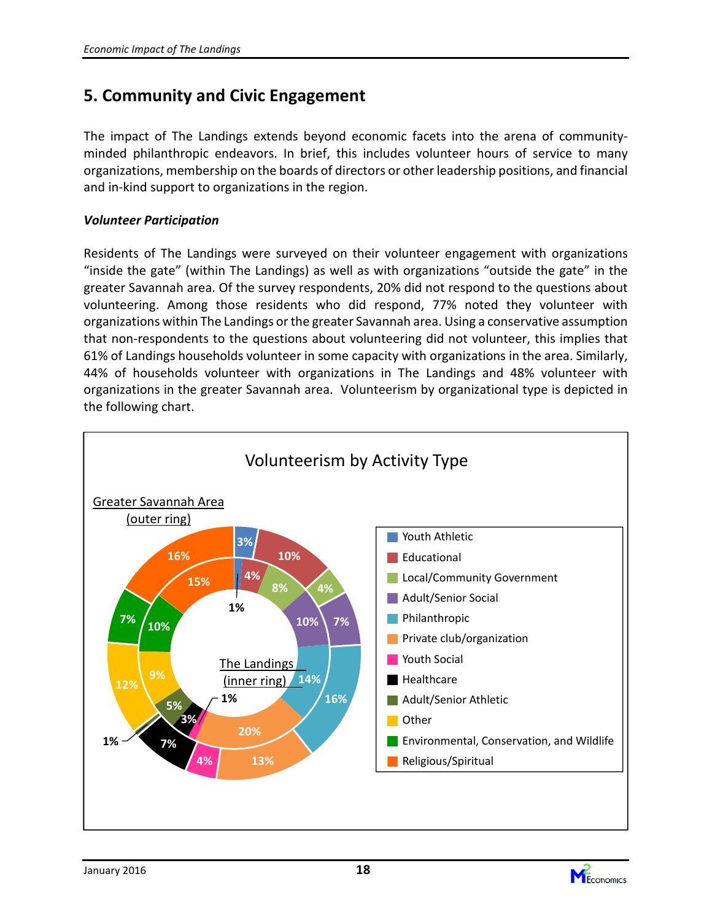# 5. Community and Civic Engagement

The impact of The Landings extends beyond economic facets into the arena of community-minded philanthropic endeavors. In brief, this includes volunteer hours of service to many organizations, membership on the boards of directors or other leadership positions, and financial and in-kind support to organizations in the region.

### *Volunteer Participation*

Residents of The Landings were surveyed on their volunteer engagement with organizations "inside the gate" (within The Landings) as well as with organizations "outside the gate" in the greater Savannah area. Of the survey respondents, 20% did not respond to the questions about volunteering. Among those residents who did respond, 77% noted they volunteer with organizations within The Landings or the greater Savannah area. Using a conservative assumption that non-respondents to the questions about volunteering did not volunteer, this implies that 61% of Landings households volunteer in some capacity with organizations in the area. Similarly, 44% of households volunteer with organizations in The Landings and 48% volunteer with organizations in the greater Savannah area. Volunteerism by organizational type is depicted in the following chart.

**Volunteerism by Activity Type**

| Activity Type | Greater Savannah Area (outer ring) | The Landings (inner ring) |
|---|---|---|
| Youth Athletic | 3% | 1% |
| Educational | 10% | 4% |
| Local/Community Government | 4% | 8% |
| Adult/Senior Social | 7% | 10% |
| Philanthropic | 16% | 14% |
| Private club/organization | 13% | 20% |
| Youth Social | 4% | 1% |
| Healthcare | 7% | 3% |
| Adult/Senior Athletic | 1% | 5% |
| Other | 12% | 9% |
| Environmental, Conservation, and Wildlife | 7% | 10% |
| Religious/Spiritual | 16% | 15% |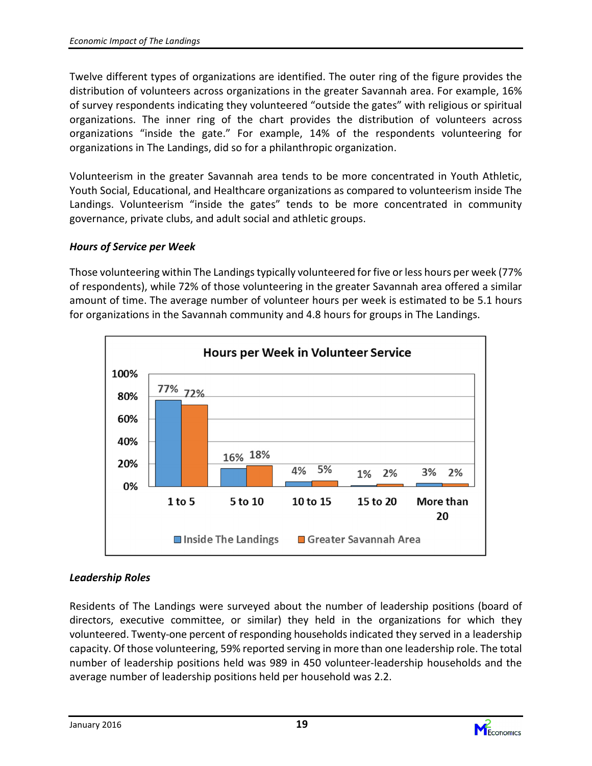Twelve different types of organizations are identified. The outer ring of the figure provides the distribution of volunteers across organizations in the greater Savannah area. For example, 16% of survey respondents indicating they volunteered "outside the gates" with religious or spiritual organizations. The inner ring of the chart provides the distribution of volunteers across organizations "inside the gate." For example, 14% of the respondents volunteering for organizations in The Landings, did so for a philanthropic organization.

Volunteerism in the greater Savannah area tends to be more concentrated in Youth Athletic, Youth Social, Educational, and Healthcare organizations as compared to volunteerism inside The Landings. Volunteerism "inside the gates" tends to be more concentrated in community governance, private clubs, and adult social and athletic groups.

### *Hours of Service per Week*

Those volunteering within The Landings typically volunteered for five or less hours per week (77% of respondents), while 72% of those volunteering in the greater Savannah area offered a similar amount of time. The average number of volunteer hours per week is estimated to be 5.1 hours for organizations in the Savannah community and 4.8 hours for groups in The Landings.

**Hours per Week in Volunteer Service**

| Hours | Inside The Landings | Greater Savannah Area |
|---|---|---|
| 1 to 5 | 77% | 72% |
| 5 to 10 | 16% | 18% |
| 10 to 15 | 4% | 5% |
| 15 to 20 | 1% | 2% |
| More than 20 | 3% | 2% |

### *Leadership Roles*

Residents of The Landings were surveyed about the number of leadership positions (board of directors, executive committee, or similar) they held in the organizations for which they volunteered. Twenty-one percent of responding households indicated they served in a leadership capacity. Of those volunteering, 59% reported serving in more than one leadership role. The total number of leadership positions held was 989 in 450 volunteer-leadership households and the average number of leadership positions held per household was 2.2.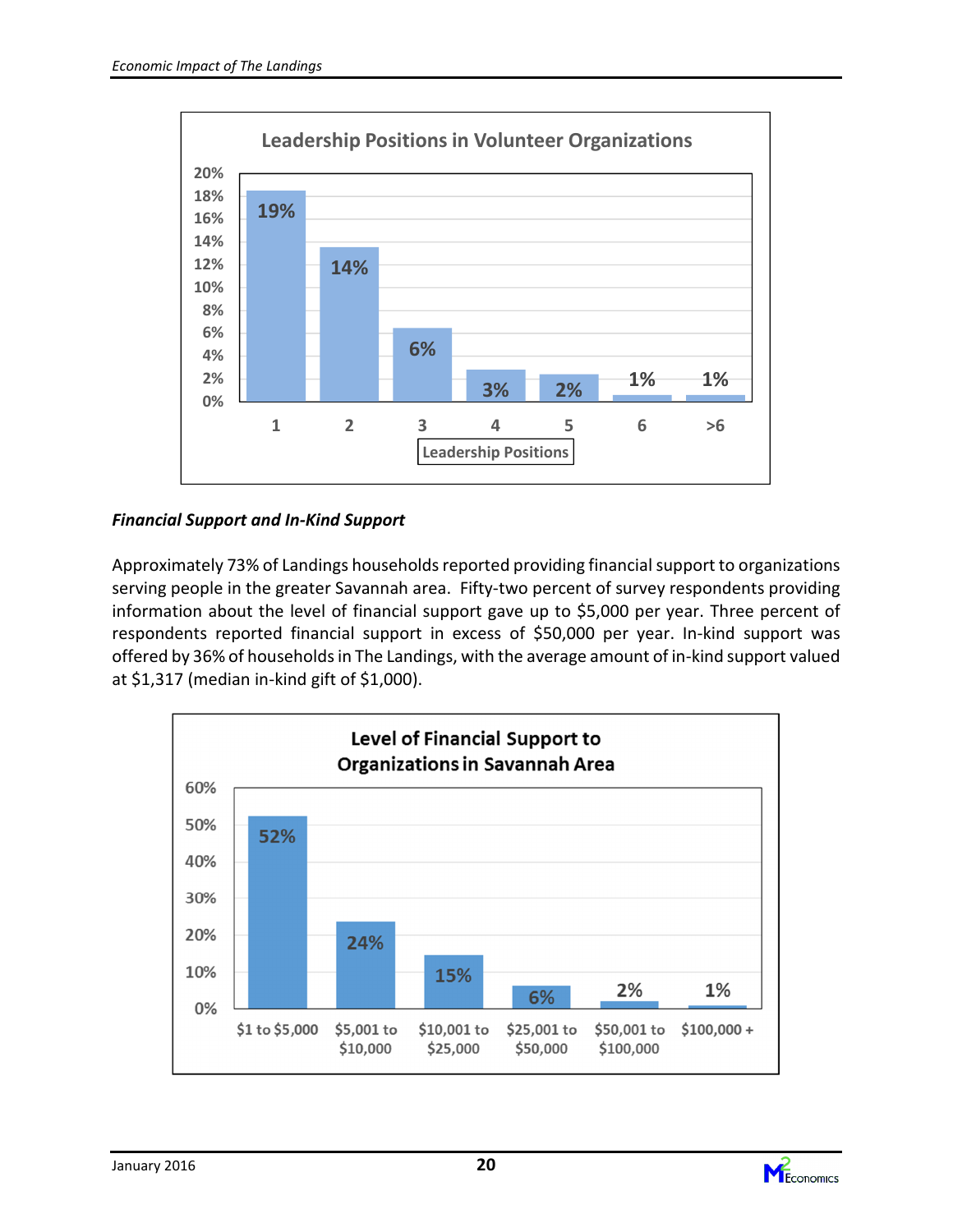**Leadership Positions in Volunteer Organizations**

| Leadership Positions | 1 | 2 | 3 | 4 | 5 | 6 | >6 |
|---|---|---|---|---|---|---|---|
| Percent | 19% | 14% | 6% | 3% | 2% | 1% | 1% |

### *Financial Support and In-Kind Support*

Approximately 73% of Landings households reported providing financial support to organizations serving people in the greater Savannah area. Fifty-two percent of survey respondents providing information about the level of financial support gave up to $5,000 per year. Three percent of respondents reported financial support in excess of $50,000 per year. In-kind support was offered by 36% of households in The Landings, with the average amount of in-kind support valued at $1,317 (median in-kind gift of $1,000).

**Level of Financial Support to Organizations in Savannah Area**

| Level | $1 to $5,000 | $5,001 to $10,000 | $10,001 to $25,000 | $25,001 to $50,000 | $50,001 to $100,000 | $100,000 + |
|---|---|---|---|---|---|---|
| Percent | 52% | 24% | 15% | 6% | 2% | 1% |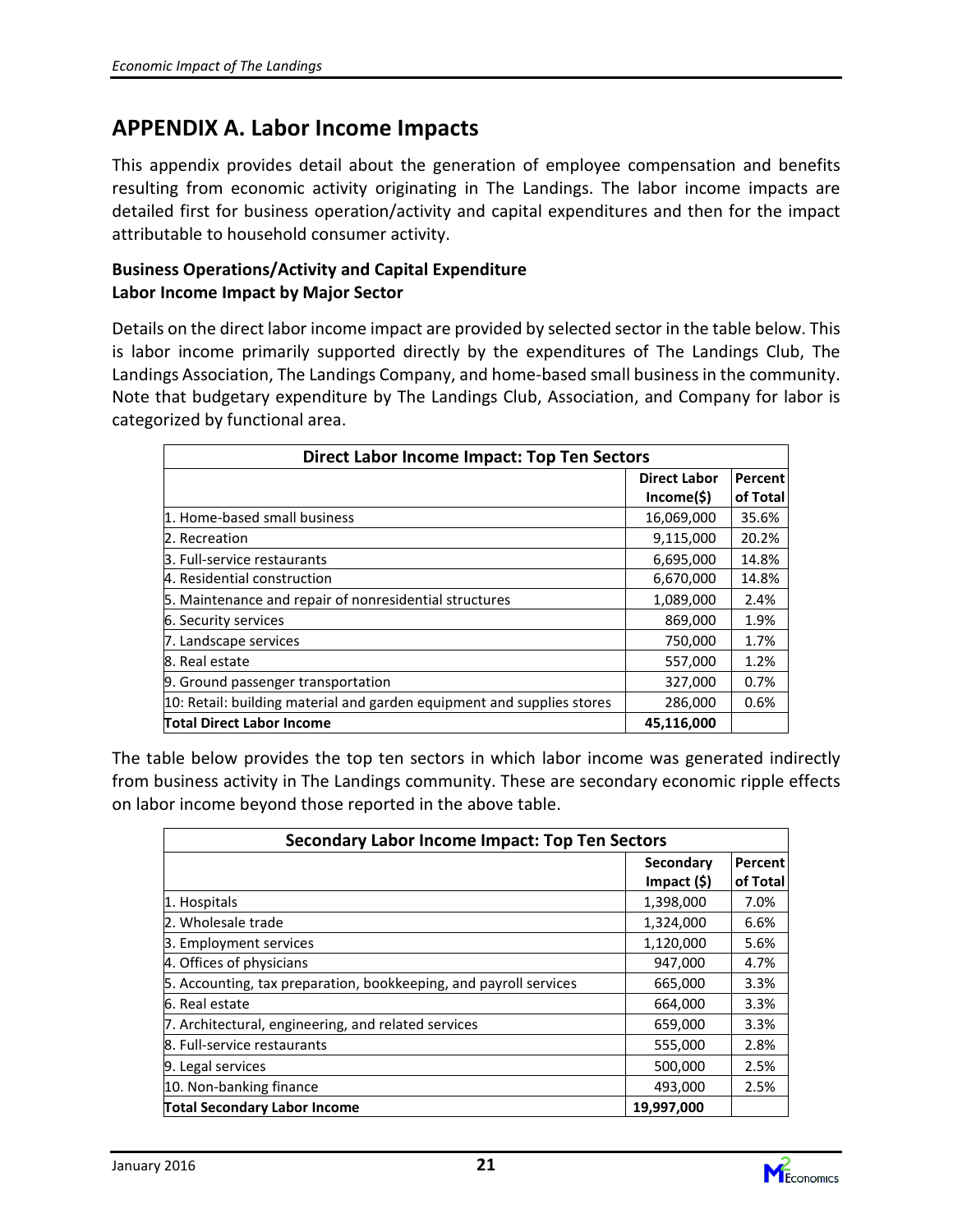# APPENDIX A. Labor Income Impacts

This appendix provides detail about the generation of employee compensation and benefits resulting from economic activity originating in The Landings. The labor income impacts are detailed first for business operation/activity and capital expenditures and then for the impact attributable to household consumer activity.

**Business Operations/Activity and Capital Expenditure**
**Labor Income Impact by Major Sector**

Details on the direct labor income impact are provided by selected sector in the table below. This is labor income primarily supported directly by the expenditures of The Landings Club, The Landings Association, The Landings Company, and home-based small business in the community. Note that budgetary expenditure by The Landings Club, Association, and Company for labor is categorized by functional area.

| Direct Labor Income Impact: Top Ten Sectors | | |
|---|---|---|
| | **Direct Labor Income($)** | **Percent of Total** |
| 1. Home-based small business | 16,069,000 | 35.6% |
| 2. Recreation | 9,115,000 | 20.2% |
| 3. Full-service restaurants | 6,695,000 | 14.8% |
| 4. Residential construction | 6,670,000 | 14.8% |
| 5. Maintenance and repair of nonresidential structures | 1,089,000 | 2.4% |
| 6. Security services | 869,000 | 1.9% |
| 7. Landscape services | 750,000 | 1.7% |
| 8. Real estate | 557,000 | 1.2% |
| 9. Ground passenger transportation | 327,000 | 0.7% |
| 10: Retail: building material and garden equipment and supplies stores | 286,000 | 0.6% |
| **Total Direct Labor Income** | **45,116,000** | |

The table below provides the top ten sectors in which labor income was generated indirectly from business activity in The Landings community. These are secondary economic ripple effects on labor income beyond those reported in the above table.

| Secondary Labor Income Impact: Top Ten Sectors | | |
|---|---|---|
| | **Secondary Impact ($)** | **Percent of Total** |
| 1. Hospitals | 1,398,000 | 7.0% |
| 2. Wholesale trade | 1,324,000 | 6.6% |
| 3. Employment services | 1,120,000 | 5.6% |
| 4. Offices of physicians | 947,000 | 4.7% |
| 5. Accounting, tax preparation, bookkeeping, and payroll services | 665,000 | 3.3% |
| 6. Real estate | 664,000 | 3.3% |
| 7. Architectural, engineering, and related services | 659,000 | 3.3% |
| 8. Full-service restaurants | 555,000 | 2.8% |
| 9. Legal services | 500,000 | 2.5% |
| 10. Non-banking finance | 493,000 | 2.5% |
| **Total Secondary Labor Income** | **19,997,000** | |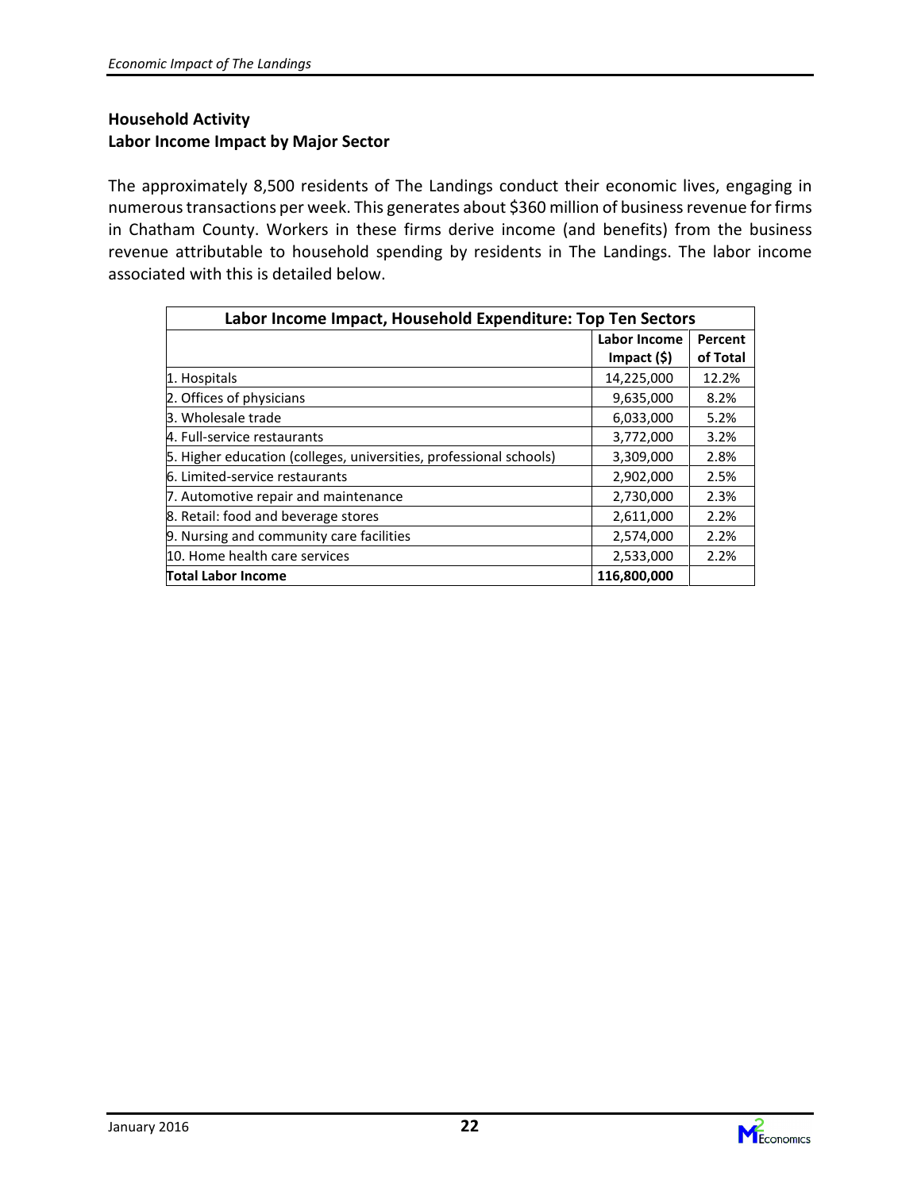## Household Activity
## Labor Income Impact by Major Sector

The approximately 8,500 residents of The Landings conduct their economic lives, engaging in numerous transactions per week. This generates about $360 million of business revenue for firms in Chatham County. Workers in these firms derive income (and benefits) from the business revenue attributable to household spending by residents in The Landings. The labor income associated with this is detailed below.

| Labor Income Impact, Household Expenditure: Top Ten Sectors | | |
|---|---|---|
| | Labor Income Impact ($) | Percent of Total |
| 1. Hospitals | 14,225,000 | 12.2% |
| 2. Offices of physicians | 9,635,000 | 8.2% |
| 3. Wholesale trade | 6,033,000 | 5.2% |
| 4. Full-service restaurants | 3,772,000 | 3.2% |
| 5. Higher education (colleges, universities, professional schools) | 3,309,000 | 2.8% |
| 6. Limited-service restaurants | 2,902,000 | 2.5% |
| 7. Automotive repair and maintenance | 2,730,000 | 2.3% |
| 8. Retail: food and beverage stores | 2,611,000 | 2.2% |
| 9. Nursing and community care facilities | 2,574,000 | 2.2% |
| 10. Home health care services | 2,533,000 | 2.2% |
| **Total Labor Income** | **116,800,000** | |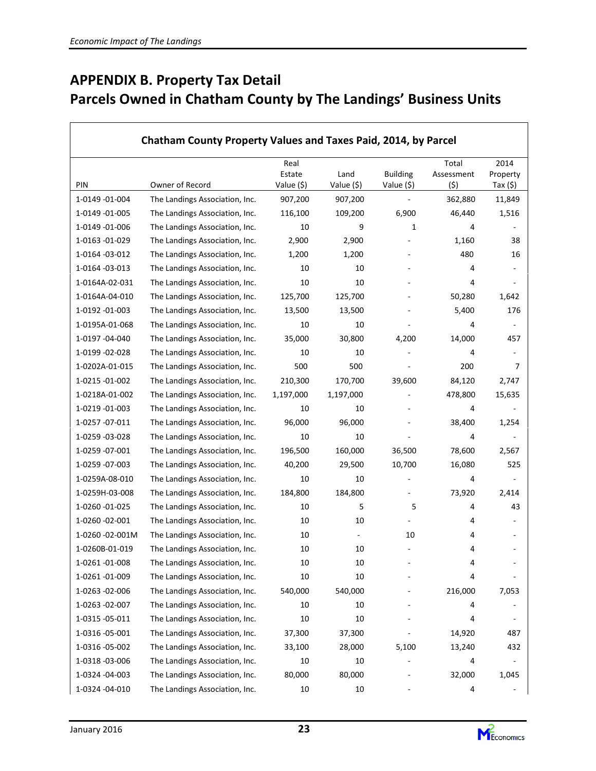# APPENDIX B. Property Tax Detail
# Parcels Owned in Chatham County by The Landings' Business Units

**Chatham County Property Values and Taxes Paid, 2014, by Parcel**

| PIN | Owner of Record | Real Estate Value ($) | Land Value ($) | Building Value ($) | Total Assessment ($) | 2014 Property Tax ($) |
|---|---|---|---|---|---|---|
| 1-0149 -01-004 | The Landings Association, Inc. | 907,200 | 907,200 | - | 362,880 | 11,849 |
| 1-0149 -01-005 | The Landings Association, Inc. | 116,100 | 109,200 | 6,900 | 46,440 | 1,516 |
| 1-0149 -01-006 | The Landings Association, Inc. | 10 | 9 | 1 | 4 | - |
| 1-0163 -01-029 | The Landings Association, Inc. | 2,900 | 2,900 | - | 1,160 | 38 |
| 1-0164 -03-012 | The Landings Association, Inc. | 1,200 | 1,200 | - | 480 | 16 |
| 1-0164 -03-013 | The Landings Association, Inc. | 10 | 10 | - | 4 | - |
| 1-0164A-02-031 | The Landings Association, Inc. | 10 | 10 | - | 4 | - |
| 1-0164A-04-010 | The Landings Association, Inc. | 125,700 | 125,700 | - | 50,280 | 1,642 |
| 1-0192 -01-003 | The Landings Association, Inc. | 13,500 | 13,500 | - | 5,400 | 176 |
| 1-0195A-01-068 | The Landings Association, Inc. | 10 | 10 | - | 4 | - |
| 1-0197 -04-040 | The Landings Association, Inc. | 35,000 | 30,800 | 4,200 | 14,000 | 457 |
| 1-0199 -02-028 | The Landings Association, Inc. | 10 | 10 | - | 4 | - |
| 1-0202A-01-015 | The Landings Association, Inc. | 500 | 500 | - | 200 | 7 |
| 1-0215 -01-002 | The Landings Association, Inc. | 210,300 | 170,700 | 39,600 | 84,120 | 2,747 |
| 1-0218A-01-002 | The Landings Association, Inc. | 1,197,000 | 1,197,000 | - | 478,800 | 15,635 |
| 1-0219 -01-003 | The Landings Association, Inc. | 10 | 10 | - | 4 | - |
| 1-0257 -07-011 | The Landings Association, Inc. | 96,000 | 96,000 | - | 38,400 | 1,254 |
| 1-0259 -03-028 | The Landings Association, Inc. | 10 | 10 | - | 4 | - |
| 1-0259 -07-001 | The Landings Association, Inc. | 196,500 | 160,000 | 36,500 | 78,600 | 2,567 |
| 1-0259 -07-003 | The Landings Association, Inc. | 40,200 | 29,500 | 10,700 | 16,080 | 525 |
| 1-0259A-08-010 | The Landings Association, Inc. | 10 | 10 | - | 4 | - |
| 1-0259H-03-008 | The Landings Association, Inc. | 184,800 | 184,800 | - | 73,920 | 2,414 |
| 1-0260 -01-025 | The Landings Association, Inc. | 10 | 5 | 5 | 4 | 43 |
| 1-0260 -02-001 | The Landings Association, Inc. | 10 | 10 | - | 4 | - |
| 1-0260 -02-001M | The Landings Association, Inc. | 10 | - | 10 | 4 | - |
| 1-0260B-01-019 | The Landings Association, Inc. | 10 | 10 | - | 4 | - |
| 1-0261 -01-008 | The Landings Association, Inc. | 10 | 10 | - | 4 | - |
| 1-0261 -01-009 | The Landings Association, Inc. | 10 | 10 | - | 4 | - |
| 1-0263 -02-006 | The Landings Association, Inc. | 540,000 | 540,000 | - | 216,000 | 7,053 |
| 1-0263 -02-007 | The Landings Association, Inc. | 10 | 10 | - | 4 | - |
| 1-0315 -05-011 | The Landings Association, Inc. | 10 | 10 | - | 4 | - |
| 1-0316 -05-001 | The Landings Association, Inc. | 37,300 | 37,300 | - | 14,920 | 487 |
| 1-0316 -05-002 | The Landings Association, Inc. | 33,100 | 28,000 | 5,100 | 13,240 | 432 |
| 1-0318 -03-006 | The Landings Association, Inc. | 10 | 10 | - | 4 | - |
| 1-0324 -04-003 | The Landings Association, Inc. | 80,000 | 80,000 | - | 32,000 | 1,045 |
| 1-0324 -04-010 | The Landings Association, Inc. | 10 | 10 | - | 4 | - |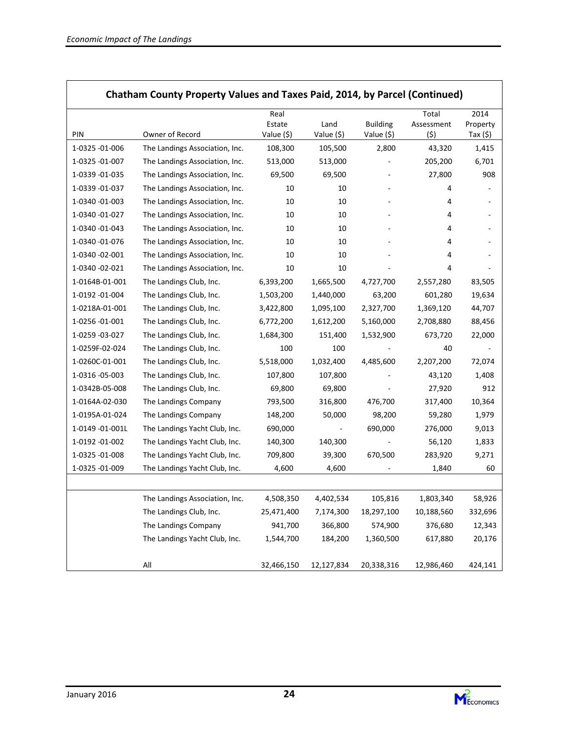## Chatham County Property Values and Taxes Paid, 2014, by Parcel (Continued)

| PIN | Owner of Record | Real Estate Value ($) | Land Value ($) | Building Value ($) | Total Assessment ($) | 2014 Property Tax ($) |
|---|---|---|---|---|---|---|
| 1-0325 -01-006 | The Landings Association, Inc. | 108,300 | 105,500 | 2,800 | 43,320 | 1,415 |
| 1-0325 -01-007 | The Landings Association, Inc. | 513,000 | 513,000 | - | 205,200 | 6,701 |
| 1-0339 -01-035 | The Landings Association, Inc. | 69,500 | 69,500 | - | 27,800 | 908 |
| 1-0339 -01-037 | The Landings Association, Inc. | 10 | 10 | - | 4 | - |
| 1-0340 -01-003 | The Landings Association, Inc. | 10 | 10 | - | 4 | - |
| 1-0340 -01-027 | The Landings Association, Inc. | 10 | 10 | - | 4 | - |
| 1-0340 -01-043 | The Landings Association, Inc. | 10 | 10 | - | 4 | - |
| 1-0340 -01-076 | The Landings Association, Inc. | 10 | 10 | - | 4 | - |
| 1-0340 -02-001 | The Landings Association, Inc. | 10 | 10 | - | 4 | - |
| 1-0340 -02-021 | The Landings Association, Inc. | 10 | 10 | - | 4 | - |
| 1-0164B-01-001 | The Landings Club, Inc. | 6,393,200 | 1,665,500 | 4,727,700 | 2,557,280 | 83,505 |
| 1-0192 -01-004 | The Landings Club, Inc. | 1,503,200 | 1,440,000 | 63,200 | 601,280 | 19,634 |
| 1-0218A-01-001 | The Landings Club, Inc. | 3,422,800 | 1,095,100 | 2,327,700 | 1,369,120 | 44,707 |
| 1-0256 -01-001 | The Landings Club, Inc. | 6,772,200 | 1,612,200 | 5,160,000 | 2,708,880 | 88,456 |
| 1-0259 -03-027 | The Landings Club, Inc. | 1,684,300 | 151,400 | 1,532,900 | 673,720 | 22,000 |
| 1-0259F-02-024 | The Landings Club, Inc. | 100 | 100 | - | 40 | - |
| 1-0260C-01-001 | The Landings Club, Inc. | 5,518,000 | 1,032,400 | 4,485,600 | 2,207,200 | 72,074 |
| 1-0316 -05-003 | The Landings Club, Inc. | 107,800 | 107,800 | - | 43,120 | 1,408 |
| 1-0342B-05-008 | The Landings Club, Inc. | 69,800 | 69,800 | - | 27,920 | 912 |
| 1-0164A-02-030 | The Landings Company | 793,500 | 316,800 | 476,700 | 317,400 | 10,364 |
| 1-0195A-01-024 | The Landings Company | 148,200 | 50,000 | 98,200 | 59,280 | 1,979 |
| 1-0149 -01-001L | The Landings Yacht Club, Inc. | 690,000 | - | 690,000 | 276,000 | 9,013 |
| 1-0192 -01-002 | The Landings Yacht Club, Inc. | 140,300 | 140,300 | - | 56,120 | 1,833 |
| 1-0325 -01-008 | The Landings Yacht Club, Inc. | 709,800 | 39,300 | 670,500 | 283,920 | 9,271 |
| 1-0325 -01-009 | The Landings Yacht Club, Inc. | 4,600 | 4,600 | - | 1,840 | 60 |
| | The Landings Association, Inc. | 4,508,350 | 4,402,534 | 105,816 | 1,803,340 | 58,926 |
| | The Landings Club, Inc. | 25,471,400 | 7,174,300 | 18,297,100 | 10,188,560 | 332,696 |
| | The Landings Company | 941,700 | 366,800 | 574,900 | 376,680 | 12,343 |
| | The Landings Yacht Club, Inc. | 1,544,700 | 184,200 | 1,360,500 | 617,880 | 20,176 |
| | All | 32,466,150 | 12,127,834 | 20,338,316 | 12,986,460 | 424,141 |